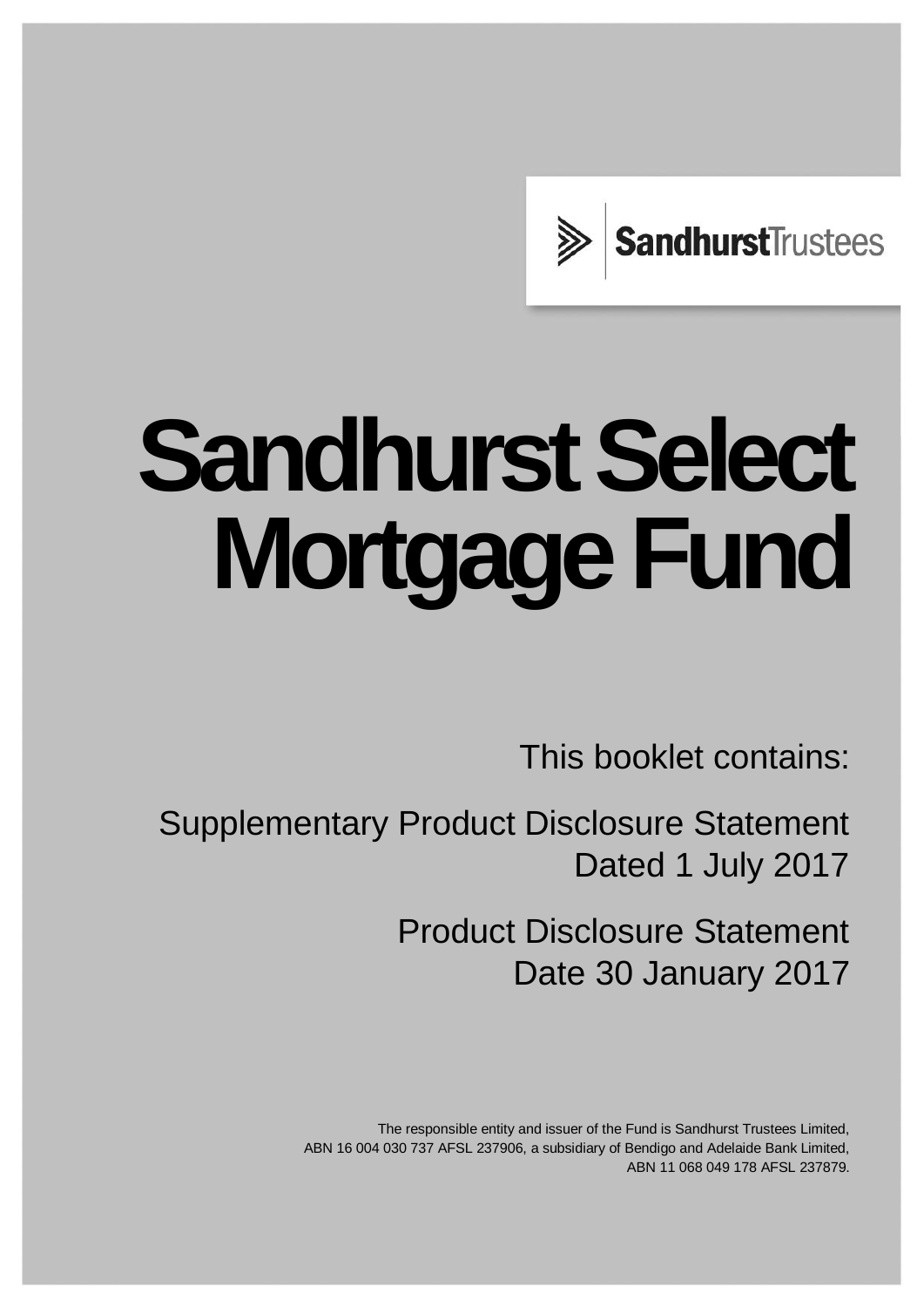SandhurstTrustees

# Sandhurst Select Mortgage Fund

This booklet contains:

Supplementary Product Disclosure Statement
Dated 1 July 2017

Product Disclosure Statement
Date 30 January 2017

The responsible entity and issuer of the Fund is Sandhurst Trustees Limited, ABN 16 004 030 737 AFSL 237906, a subsidiary of Bendigo and Adelaide Bank Limited, ABN 11 068 049 178 AFSL 237879.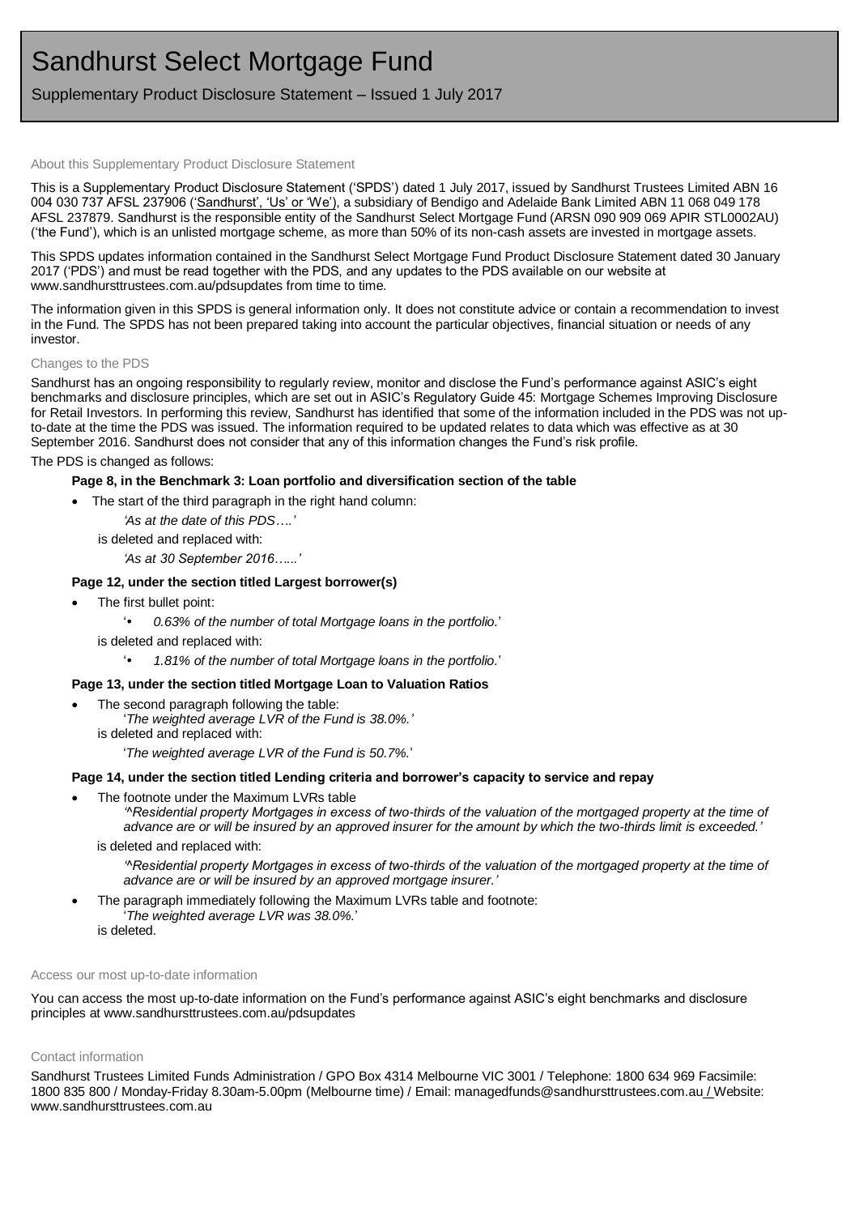# Sandhurst Select Mortgage Fund

Supplementary Product Disclosure Statement – Issued 1 July 2017

## About this Supplementary Product Disclosure Statement

This is a Supplementary Product Disclosure Statement ('SPDS') dated 1 July 2017, issued by Sandhurst Trustees Limited ABN 16 004 030 737 AFSL 237906 ('Sandhurst', 'Us' or 'We'), a subsidiary of Bendigo and Adelaide Bank Limited ABN 11 068 049 178 AFSL 237879. Sandhurst is the responsible entity of the Sandhurst Select Mortgage Fund (ARSN 090 909 069 APIR STL0002AU) ('the Fund'), which is an unlisted mortgage scheme, as more than 50% of its non-cash assets are invested in mortgage assets.

This SPDS updates information contained in the Sandhurst Select Mortgage Fund Product Disclosure Statement dated 30 January 2017 ('PDS') and must be read together with the PDS, and any updates to the PDS available on our website at www.sandhursttrustees.com.au/pdsupdates from time to time.

The information given in this SPDS is general information only. It does not constitute advice or contain a recommendation to invest in the Fund. The SPDS has not been prepared taking into account the particular objectives, financial situation or needs of any investor.

## Changes to the PDS

Sandhurst has an ongoing responsibility to regularly review, monitor and disclose the Fund's performance against ASIC's eight benchmarks and disclosure principles, which are set out in ASIC's Regulatory Guide 45: Mortgage Schemes Improving Disclosure for Retail Investors. In performing this review, Sandhurst has identified that some of the information included in the PDS was not up-to-date at the time the PDS was issued. The information required to be updated relates to data which was effective as at 30 September 2016. Sandhurst does not consider that any of this information changes the Fund's risk profile.

The PDS is changed as follows:

**Page 8, in the Benchmark 3: Loan portfolio and diversification section of the table**

- The start of the third paragraph in the right hand column:

  *'As at the date of this PDS….'*

  is deleted and replaced with:

  *'As at 30 September 2016…...'*

**Page 12, under the section titled Largest borrower(s)**

- The first bullet point:

  '• *0.63% of the number of total Mortgage loans in the portfolio.*'

  is deleted and replaced with:

  '• *1.81% of the number of total Mortgage loans in the portfolio.*'

**Page 13, under the section titled Mortgage Loan to Valuation Ratios**

- The second paragraph following the table:

  '*The weighted average LVR of the Fund is 38.0%.'*

  is deleted and replaced with:

  '*The weighted average LVR of the Fund is 50.7%.*'

**Page 14, under the section titled Lending criteria and borrower's capacity to service and repay**

- The footnote under the Maximum LVRs table

  *'^Residential property Mortgages in excess of two-thirds of the valuation of the mortgaged property at the time of advance are or will be insured by an approved insurer for the amount by which the two-thirds limit is exceeded.'*

  is deleted and replaced with:

  *'^Residential property Mortgages in excess of two-thirds of the valuation of the mortgaged property at the time of advance are or will be insured by an approved mortgage insurer.'*

- The paragraph immediately following the Maximum LVRs table and footnote:

  '*The weighted average LVR was 38.0%.*'

  is deleted.

## Access our most up-to-date information

You can access the most up-to-date information on the Fund's performance against ASIC's eight benchmarks and disclosure principles at www.sandhursttrustees.com.au/pdsupdates

## Contact information

Sandhurst Trustees Limited Funds Administration / GPO Box 4314 Melbourne VIC 3001 / Telephone: 1800 634 969 Facsimile: 1800 835 800 / Monday-Friday 8.30am-5.00pm (Melbourne time) / Email: managedfunds@sandhursttrustees.com.au / Website: www.sandhursttrustees.com.au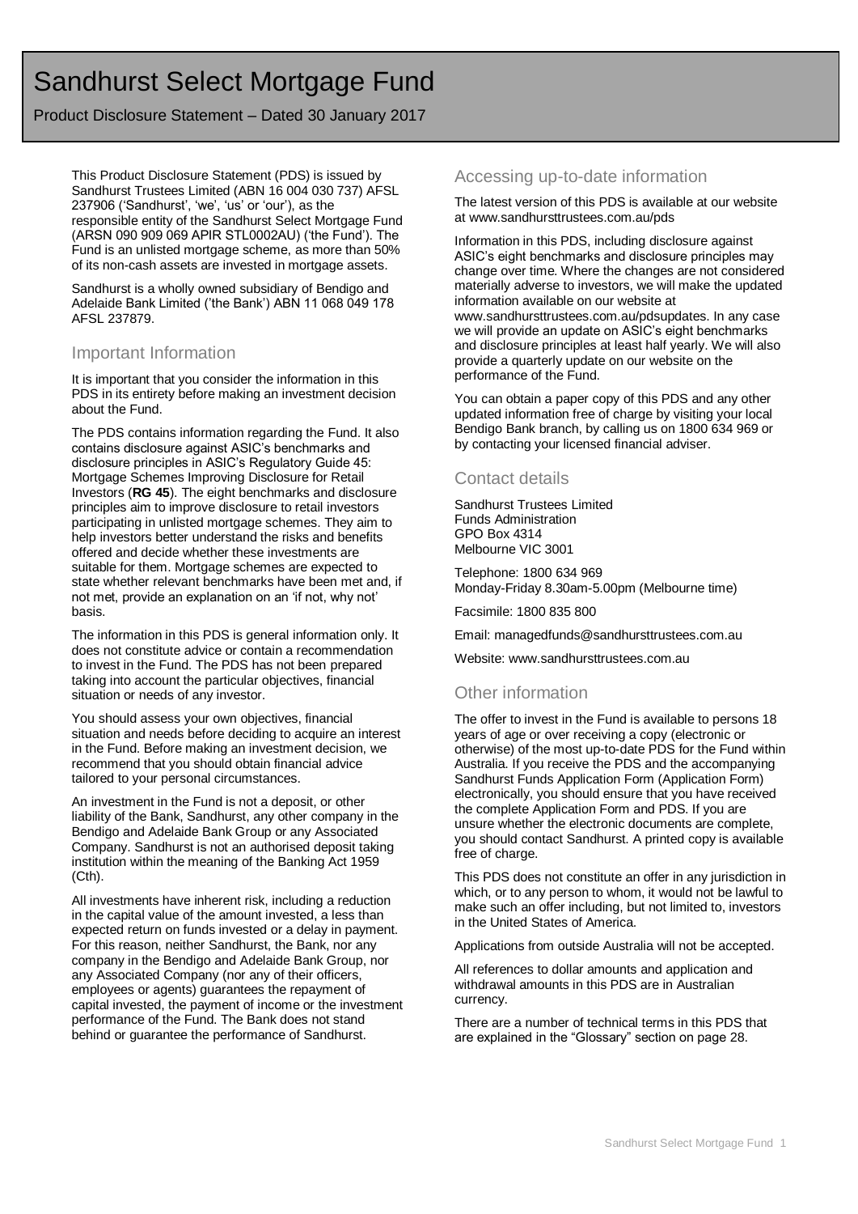# Sandhurst Select Mortgage Fund

Product Disclosure Statement – Dated 30 January 2017

This Product Disclosure Statement (PDS) is issued by Sandhurst Trustees Limited (ABN 16 004 030 737) AFSL 237906 ('Sandhurst', 'we', 'us' or 'our'), as the responsible entity of the Sandhurst Select Mortgage Fund (ARSN 090 909 069 APIR STL0002AU) ('the Fund'). The Fund is an unlisted mortgage scheme, as more than 50% of its non-cash assets are invested in mortgage assets.

Sandhurst is a wholly owned subsidiary of Bendigo and Adelaide Bank Limited ('the Bank') ABN 11 068 049 178 AFSL 237879.

## Important Information

It is important that you consider the information in this PDS in its entirety before making an investment decision about the Fund.

The PDS contains information regarding the Fund. It also contains disclosure against ASIC's benchmarks and disclosure principles in ASIC's Regulatory Guide 45: Mortgage Schemes Improving Disclosure for Retail Investors (**RG 45**). The eight benchmarks and disclosure principles aim to improve disclosure to retail investors participating in unlisted mortgage schemes. They aim to help investors better understand the risks and benefits offered and decide whether these investments are suitable for them. Mortgage schemes are expected to state whether relevant benchmarks have been met and, if not met, provide an explanation on an 'if not, why not' basis.

The information in this PDS is general information only. It does not constitute advice or contain a recommendation to invest in the Fund. The PDS has not been prepared taking into account the particular objectives, financial situation or needs of any investor.

You should assess your own objectives, financial situation and needs before deciding to acquire an interest in the Fund. Before making an investment decision, we recommend that you should obtain financial advice tailored to your personal circumstances.

An investment in the Fund is not a deposit, or other liability of the Bank, Sandhurst, any other company in the Bendigo and Adelaide Bank Group or any Associated Company. Sandhurst is not an authorised deposit taking institution within the meaning of the Banking Act 1959 (Cth).

All investments have inherent risk, including a reduction in the capital value of the amount invested, a less than expected return on funds invested or a delay in payment. For this reason, neither Sandhurst, the Bank, nor any company in the Bendigo and Adelaide Bank Group, nor any Associated Company (nor any of their officers, employees or agents) guarantees the repayment of capital invested, the payment of income or the investment performance of the Fund. The Bank does not stand behind or guarantee the performance of Sandhurst.

## Accessing up-to-date information

The latest version of this PDS is available at our website at www.sandhursttrustees.com.au/pds

Information in this PDS, including disclosure against ASIC's eight benchmarks and disclosure principles may change over time. Where the changes are not considered materially adverse to investors, we will make the updated information available on our website at www.sandhursttrustees.com.au/pdsupdates. In any case we will provide an update on ASIC's eight benchmarks and disclosure principles at least half yearly. We will also provide a quarterly update on our website on the performance of the Fund.

You can obtain a paper copy of this PDS and any other updated information free of charge by visiting your local Bendigo Bank branch, by calling us on 1800 634 969 or by contacting your licensed financial adviser.

## Contact details

Sandhurst Trustees Limited
Funds Administration
GPO Box 4314
Melbourne VIC 3001

Telephone: 1800 634 969
Monday-Friday 8.30am-5.00pm (Melbourne time)

Facsimile: 1800 835 800

Email: managedfunds@sandhursttrustees.com.au

Website: www.sandhursttrustees.com.au

## Other information

The offer to invest in the Fund is available to persons 18 years of age or over receiving a copy (electronic or otherwise) of the most up-to-date PDS for the Fund within Australia. If you receive the PDS and the accompanying Sandhurst Funds Application Form (Application Form) electronically, you should ensure that you have received the complete Application Form and PDS. If you are unsure whether the electronic documents are complete, you should contact Sandhurst. A printed copy is available free of charge.

This PDS does not constitute an offer in any jurisdiction in which, or to any person to whom, it would not be lawful to make such an offer including, but not limited to, investors in the United States of America.

Applications from outside Australia will not be accepted.

All references to dollar amounts and application and withdrawal amounts in this PDS are in Australian currency.

There are a number of technical terms in this PDS that are explained in the "Glossary" section on page 28.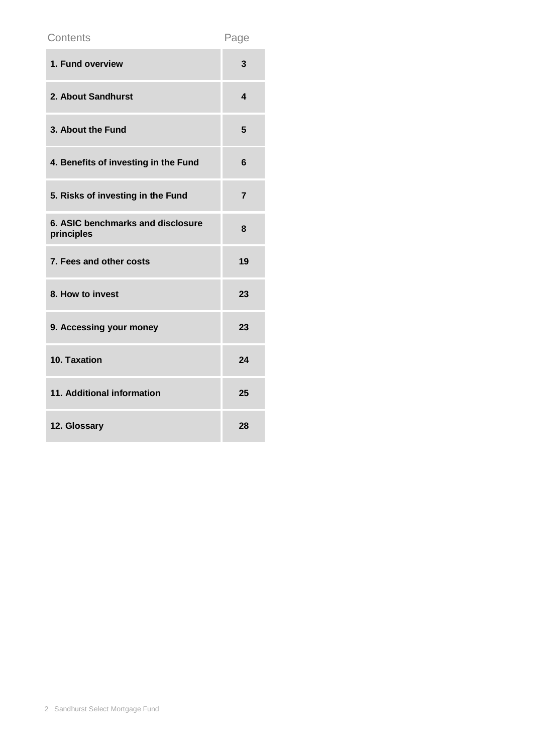| Contents | Page |
| --- | --- |
| **1. Fund overview** | **3** |
| **2. About Sandhurst** | **4** |
| **3. About the Fund** | **5** |
| **4. Benefits of investing in the Fund** | **6** |
| **5. Risks of investing in the Fund** | **7** |
| **6. ASIC benchmarks and disclosure principles** | **8** |
| **7. Fees and other costs** | **19** |
| **8. How to invest** | **23** |
| **9. Accessing your money** | **23** |
| **10. Taxation** | **24** |
| **11. Additional information** | **25** |
| **12. Glossary** | **28** |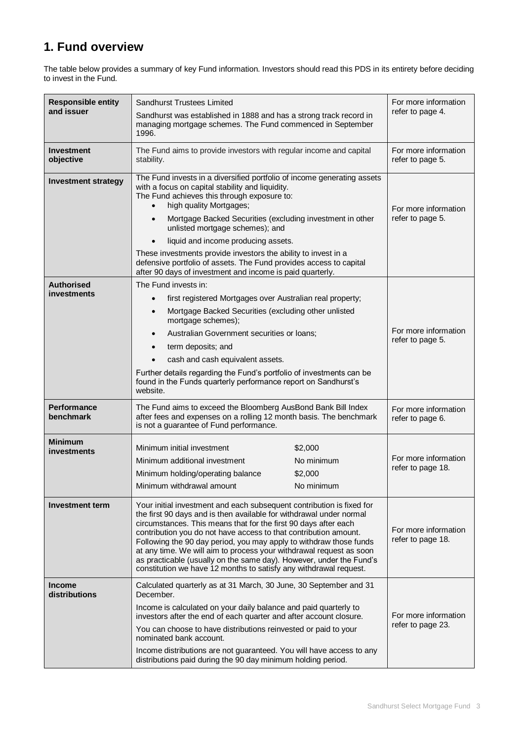# 1. Fund overview

The table below provides a summary of key Fund information. Investors should read this PDS in its entirety before deciding to invest in the Fund.

| | | |
|---|---|---|
| **Responsible entity and issuer** | Sandhurst Trustees Limited<br><br>Sandhurst was established in 1888 and has a strong track record in managing mortgage schemes. The Fund commenced in September 1996. | For more information refer to page 4. |
| **Investment objective** | The Fund aims to provide investors with regular income and capital stability. | For more information refer to page 5. |
| **Investment strategy** | The Fund invests in a diversified portfolio of income generating assets with a focus on capital stability and liquidity.<br>The Fund achieves this through exposure to:<br>• high quality Mortgages;<br>• Mortgage Backed Securities (excluding investment in other unlisted mortgage schemes); and<br>• liquid and income producing assets.<br><br>These investments provide investors the ability to invest in a defensive portfolio of assets. The Fund provides access to capital after 90 days of investment and income is paid quarterly. | For more information refer to page 5. |
| **Authorised investments** | The Fund invests in:<br>• first registered Mortgages over Australian real property;<br>• Mortgage Backed Securities (excluding other unlisted mortgage schemes);<br>• Australian Government securities or loans;<br>• term deposits; and<br>• cash and cash equivalent assets.<br><br>Further details regarding the Fund's portfolio of investments can be found in the Funds quarterly performance report on Sandhurst's website. | For more information refer to page 5. |
| **Performance benchmark** | The Fund aims to exceed the Bloomberg AusBond Bank Bill Index after fees and expenses on a rolling 12 month basis. The benchmark is not a guarantee of Fund performance. | For more information refer to page 6. |
| **Minimum investments** | Minimum initial investment: $2,000<br>Minimum additional investment: No minimum<br>Minimum holding/operating balance: $2,000<br>Minimum withdrawal amount: No minimum | For more information refer to page 18. |
| **Investment term** | Your initial investment and each subsequent contribution is fixed for the first 90 days and is then available for withdrawal under normal circumstances. This means that for the first 90 days after each contribution you do not have access to that contribution amount. Following the 90 day period, you may apply to withdraw those funds at any time. We will aim to process your withdrawal request as soon as practicable (usually on the same day). However, under the Fund's constitution we have 12 months to satisfy any withdrawal request. | For more information refer to page 18. |
| **Income distributions** | Calculated quarterly as at 31 March, 30 June, 30 September and 31 December.<br><br>Income is calculated on your daily balance and paid quarterly to investors after the end of each quarter and after account closure.<br><br>You can choose to have distributions reinvested or paid to your nominated bank account.<br><br>Income distributions are not guaranteed. You will have access to any distributions paid during the 90 day minimum holding period. | For more information refer to page 23. |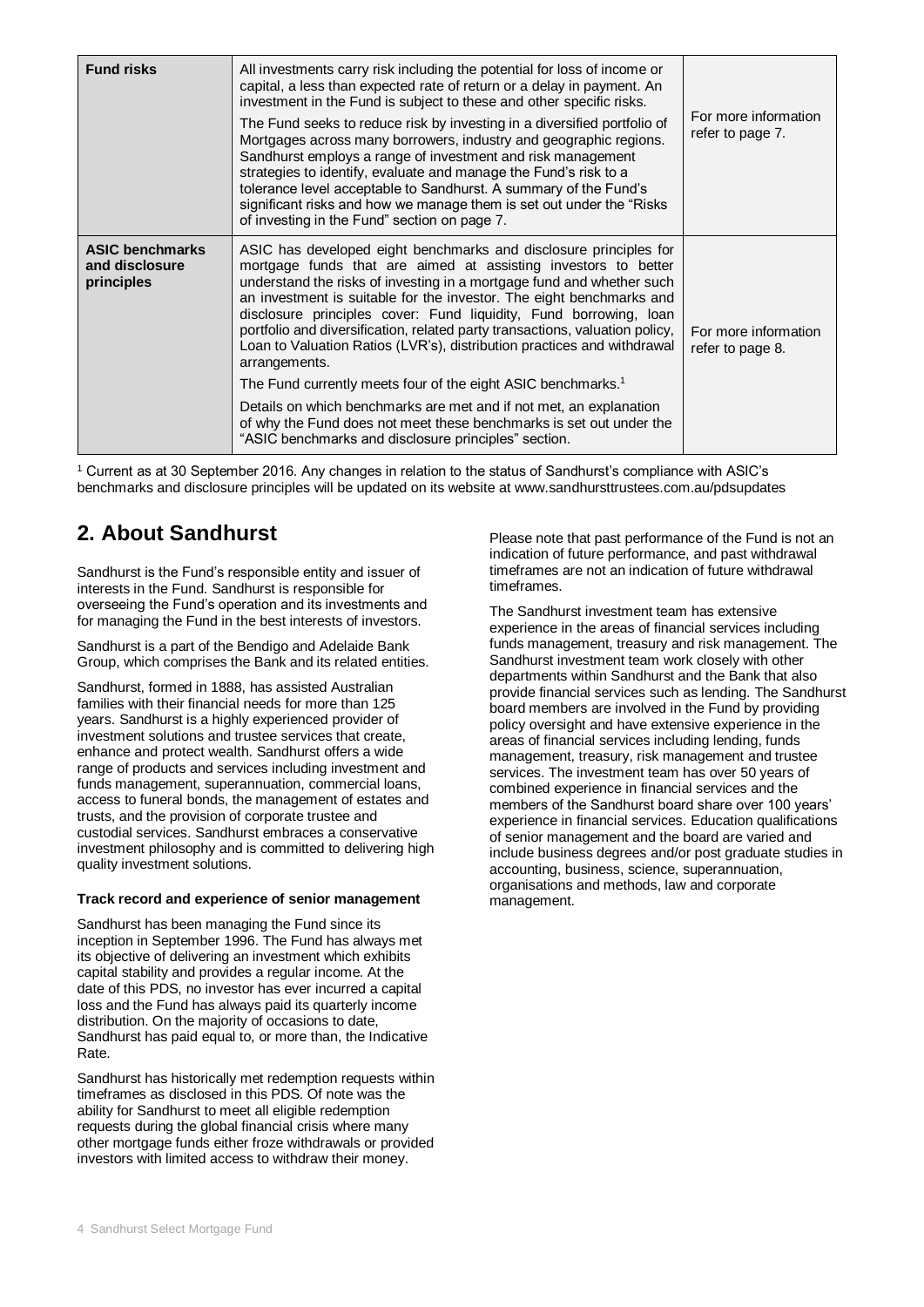| Fund risks | All investments carry risk including the potential for loss of income or capital, a less than expected rate of return or a delay in payment. An investment in the Fund is subject to these and other specific risks. The Fund seeks to reduce risk by investing in a diversified portfolio of Mortgages across many borrowers, industry and geographic regions. Sandhurst employs a range of investment and risk management strategies to identify, evaluate and manage the Fund's risk to a tolerance level acceptable to Sandhurst. A summary of the Fund's significant risks and how we manage them is set out under the "Risks of investing in the Fund" section on page 7. | For more information refer to page 7. |
|---|---|---|
| **ASIC benchmarks and disclosure principles** | ASIC has developed eight benchmarks and disclosure principles for mortgage funds that are aimed at assisting investors to better understand the risks of investing in a mortgage fund and whether such an investment is suitable for the investor. The eight benchmarks and disclosure principles cover: Fund liquidity, Fund borrowing, loan portfolio and diversification, related party transactions, valuation policy, Loan to Valuation Ratios (LVR's), distribution practices and withdrawal arrangements. The Fund currently meets four of the eight ASIC benchmarks.[1] Details on which benchmarks are met and if not met, an explanation of why the Fund does not meet these benchmarks is set out under the "ASIC benchmarks and disclosure principles" section. | For more information refer to page 8. |

[1] Current as at 30 September 2016. Any changes in relation to the status of Sandhurst's compliance with ASIC's benchmarks and disclosure principles will be updated on its website at www.sandhursttrustees.com.au/pdsupdates

## 2. About Sandhurst

Sandhurst is the Fund's responsible entity and issuer of interests in the Fund. Sandhurst is responsible for overseeing the Fund's operation and its investments and for managing the Fund in the best interests of investors.

Sandhurst is a part of the Bendigo and Adelaide Bank Group, which comprises the Bank and its related entities.

Sandhurst, formed in 1888, has assisted Australian families with their financial needs for more than 125 years. Sandhurst is a highly experienced provider of investment solutions and trustee services that create, enhance and protect wealth. Sandhurst offers a wide range of products and services including investment and funds management, superannuation, commercial loans, access to funeral bonds, the management of estates and trusts, and the provision of corporate trustee and custodial services. Sandhurst embraces a conservative investment philosophy and is committed to delivering high quality investment solutions.

#### Track record and experience of senior management

Sandhurst has been managing the Fund since its inception in September 1996. The Fund has always met its objective of delivering an investment which exhibits capital stability and provides a regular income. At the date of this PDS, no investor has ever incurred a capital loss and the Fund has always paid its quarterly income distribution. On the majority of occasions to date, Sandhurst has paid equal to, or more than, the Indicative Rate.

Sandhurst has historically met redemption requests within timeframes as disclosed in this PDS. Of note was the ability for Sandhurst to meet all eligible redemption requests during the global financial crisis where many other mortgage funds either froze withdrawals or provided investors with limited access to withdraw their money.

Please note that past performance of the Fund is not an indication of future performance, and past withdrawal timeframes are not an indication of future withdrawal timeframes.

The Sandhurst investment team has extensive experience in the areas of financial services including funds management, treasury and risk management. The Sandhurst investment team work closely with other departments within Sandhurst and the Bank that also provide financial services such as lending. The Sandhurst board members are involved in the Fund by providing policy oversight and have extensive experience in the areas of financial services including lending, funds management, treasury, risk management and trustee services. The investment team has over 50 years of combined experience in financial services and the members of the Sandhurst board share over 100 years' experience in financial services. Education qualifications of senior management and the board are varied and include business degrees and/or post graduate studies in accounting, business, science, superannuation, organisations and methods, law and corporate management.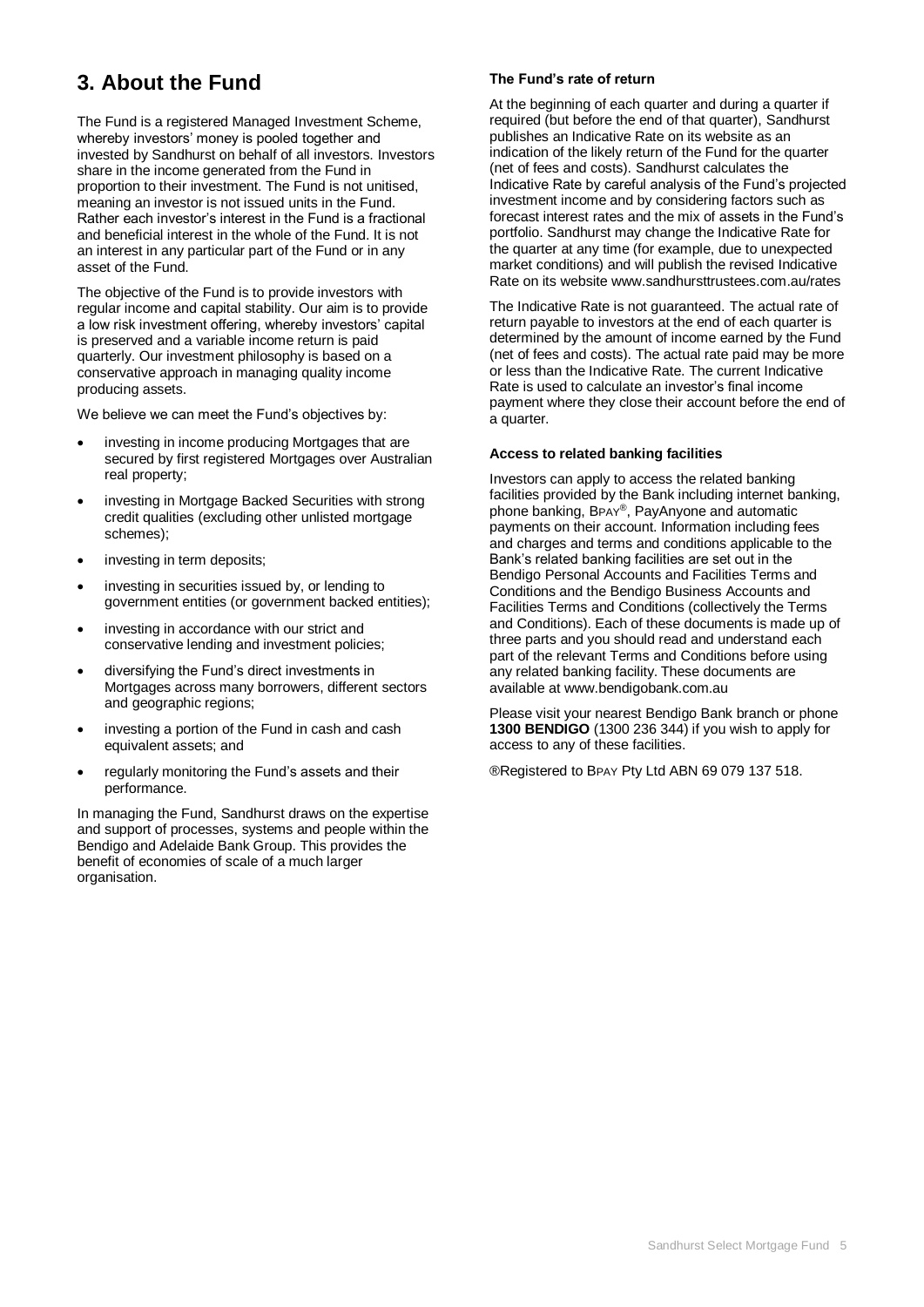# 3. About the Fund

The Fund is a registered Managed Investment Scheme, whereby investors' money is pooled together and invested by Sandhurst on behalf of all investors. Investors share in the income generated from the Fund in proportion to their investment. The Fund is not unitised, meaning an investor is not issued units in the Fund. Rather each investor's interest in the Fund is a fractional and beneficial interest in the whole of the Fund. It is not an interest in any particular part of the Fund or in any asset of the Fund.

The objective of the Fund is to provide investors with regular income and capital stability. Our aim is to provide a low risk investment offering, whereby investors' capital is preserved and a variable income return is paid quarterly. Our investment philosophy is based on a conservative approach in managing quality income producing assets.

We believe we can meet the Fund's objectives by:

- investing in income producing Mortgages that are secured by first registered Mortgages over Australian real property;
- investing in Mortgage Backed Securities with strong credit qualities (excluding other unlisted mortgage schemes);
- investing in term deposits;
- investing in securities issued by, or lending to government entities (or government backed entities);
- investing in accordance with our strict and conservative lending and investment policies;
- diversifying the Fund's direct investments in Mortgages across many borrowers, different sectors and geographic regions;
- investing a portion of the Fund in cash and cash equivalent assets; and
- regularly monitoring the Fund's assets and their performance.

In managing the Fund, Sandhurst draws on the expertise and support of processes, systems and people within the Bendigo and Adelaide Bank Group. This provides the benefit of economies of scale of a much larger organisation.

### The Fund's rate of return

At the beginning of each quarter and during a quarter if required (but before the end of that quarter), Sandhurst publishes an Indicative Rate on its website as an indication of the likely return of the Fund for the quarter (net of fees and costs). Sandhurst calculates the Indicative Rate by careful analysis of the Fund's projected investment income and by considering factors such as forecast interest rates and the mix of assets in the Fund's portfolio. Sandhurst may change the Indicative Rate for the quarter at any time (for example, due to unexpected market conditions) and will publish the revised Indicative Rate on its website www.sandhursttrustees.com.au/rates

The Indicative Rate is not guaranteed. The actual rate of return payable to investors at the end of each quarter is determined by the amount of income earned by the Fund (net of fees and costs). The actual rate paid may be more or less than the Indicative Rate. The current Indicative Rate is used to calculate an investor's final income payment where they close their account before the end of a quarter.

### Access to related banking facilities

Investors can apply to access the related banking facilities provided by the Bank including internet banking, phone banking, BPAY®, PayAnyone and automatic payments on their account. Information including fees and charges and terms and conditions applicable to the Bank's related banking facilities are set out in the Bendigo Personal Accounts and Facilities Terms and Conditions and the Bendigo Business Accounts and Facilities Terms and Conditions (collectively the Terms and Conditions). Each of these documents is made up of three parts and you should read and understand each part of the relevant Terms and Conditions before using any related banking facility. These documents are available at www.bendigobank.com.au

Please visit your nearest Bendigo Bank branch or phone **1300 BENDIGO** (1300 236 344) if you wish to apply for access to any of these facilities.

®Registered to BPAY Pty Ltd ABN 69 079 137 518.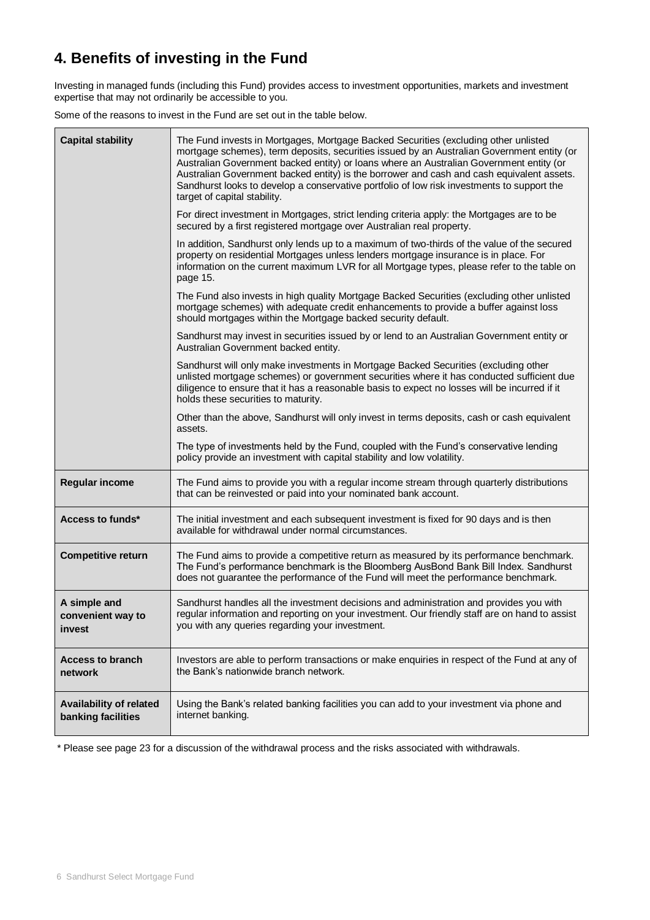## 4. Benefits of investing in the Fund

Investing in managed funds (including this Fund) provides access to investment opportunities, markets and investment expertise that may not ordinarily be accessible to you.

Some of the reasons to invest in the Fund are set out in the table below.

| | |
|---|---|
| **Capital stability** | The Fund invests in Mortgages, Mortgage Backed Securities (excluding other unlisted mortgage schemes), term deposits, securities issued by an Australian Government entity (or Australian Government backed entity) or loans where an Australian Government entity (or Australian Government backed entity) is the borrower and cash and cash equivalent assets. Sandhurst looks to develop a conservative portfolio of low risk investments to support the target of capital stability.<br><br>For direct investment in Mortgages, strict lending criteria apply: the Mortgages are to be secured by a first registered mortgage over Australian real property.<br><br>In addition, Sandhurst only lends up to a maximum of two-thirds of the value of the secured property on residential Mortgages unless lenders mortgage insurance is in place. For information on the current maximum LVR for all Mortgage types, please refer to the table on page 15.<br><br>The Fund also invests in high quality Mortgage Backed Securities (excluding other unlisted mortgage schemes) with adequate credit enhancements to provide a buffer against loss should mortgages within the Mortgage backed security default.<br><br>Sandhurst may invest in securities issued by or lend to an Australian Government entity or Australian Government backed entity.<br><br>Sandhurst will only make investments in Mortgage Backed Securities (excluding other unlisted mortgage schemes) or government securities where it has conducted sufficient due diligence to ensure that it has a reasonable basis to expect no losses will be incurred if it holds these securities to maturity.<br><br>Other than the above, Sandhurst will only invest in terms deposits, cash or cash equivalent assets.<br><br>The type of investments held by the Fund, coupled with the Fund's conservative lending policy provide an investment with capital stability and low volatility. |
| **Regular income** | The Fund aims to provide you with a regular income stream through quarterly distributions that can be reinvested or paid into your nominated bank account. |
| **Access to funds*** | The initial investment and each subsequent investment is fixed for 90 days and is then available for withdrawal under normal circumstances. |
| **Competitive return** | The Fund aims to provide a competitive return as measured by its performance benchmark. The Fund's performance benchmark is the Bloomberg AusBond Bank Bill Index. Sandhurst does not guarantee the performance of the Fund will meet the performance benchmark. |
| **A simple and convenient way to invest** | Sandhurst handles all the investment decisions and administration and provides you with regular information and reporting on your investment. Our friendly staff are on hand to assist you with any queries regarding your investment. |
| **Access to branch network** | Investors are able to perform transactions or make enquiries in respect of the Fund at any of the Bank's nationwide branch network. |
| **Availability of related banking facilities** | Using the Bank's related banking facilities you can add to your investment via phone and internet banking. |

\* Please see page 23 for a discussion of the withdrawal process and the risks associated with withdrawals.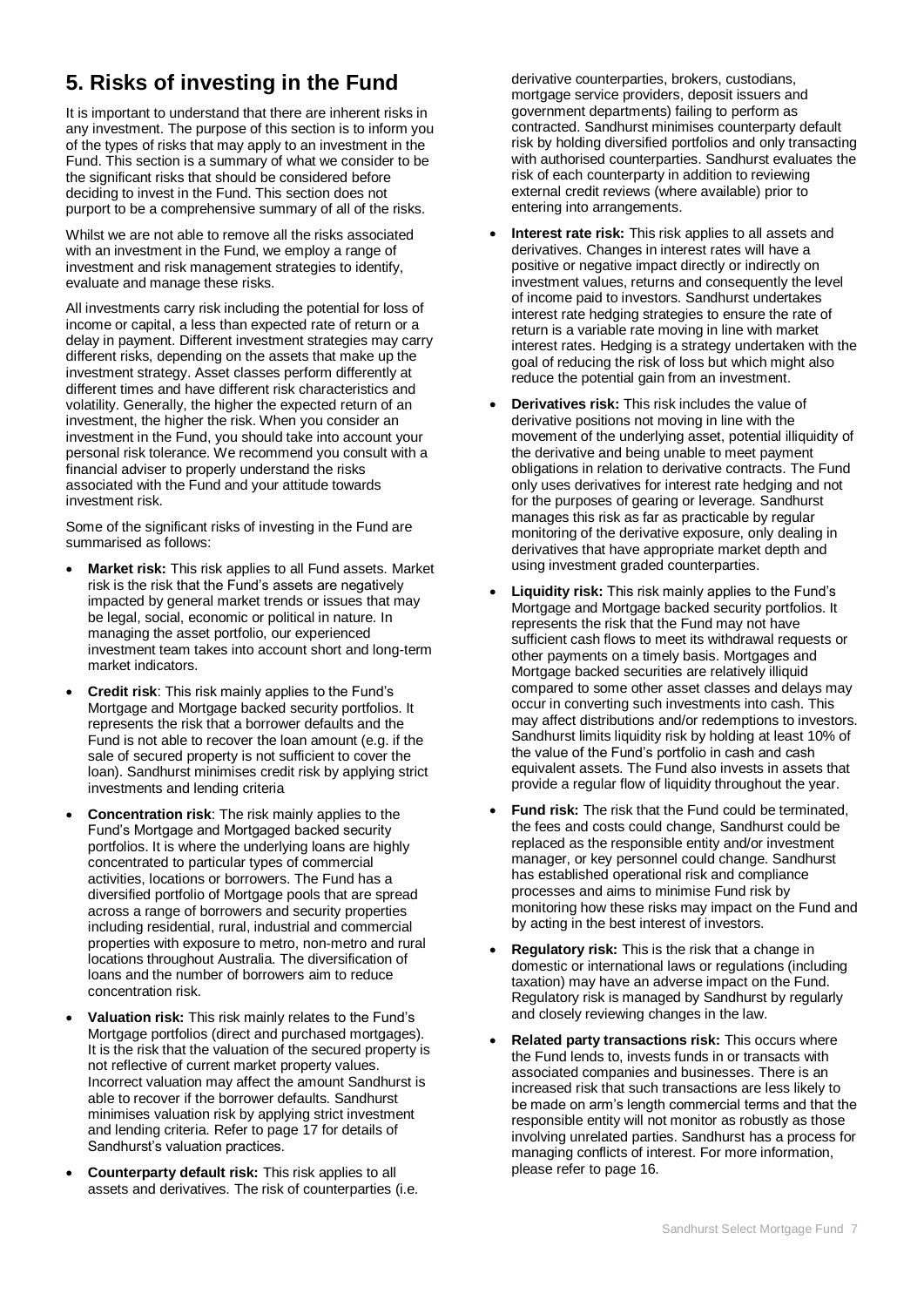# 5. Risks of investing in the Fund

It is important to understand that there are inherent risks in any investment. The purpose of this section is to inform you of the types of risks that may apply to an investment in the Fund. This section is a summary of what we consider to be the significant risks that should be considered before deciding to invest in the Fund. This section does not purport to be a comprehensive summary of all of the risks.

Whilst we are not able to remove all the risks associated with an investment in the Fund, we employ a range of investment and risk management strategies to identify, evaluate and manage these risks.

All investments carry risk including the potential for loss of income or capital, a less than expected rate of return or a delay in payment. Different investment strategies may carry different risks, depending on the assets that make up the investment strategy. Asset classes perform differently at different times and have different risk characteristics and volatility. Generally, the higher the expected return of an investment, the higher the risk. When you consider an investment in the Fund, you should take into account your personal risk tolerance. We recommend you consult with a financial adviser to properly understand the risks associated with the Fund and your attitude towards investment risk.

Some of the significant risks of investing in the Fund are summarised as follows:

- **Market risk:** This risk applies to all Fund assets. Market risk is the risk that the Fund's assets are negatively impacted by general market trends or issues that may be legal, social, economic or political in nature. In managing the asset portfolio, our experienced investment team takes into account short and long-term market indicators.
- **Credit risk**: This risk mainly applies to the Fund's Mortgage and Mortgage backed security portfolios. It represents the risk that a borrower defaults and the Fund is not able to recover the loan amount (e.g. if the sale of secured property is not sufficient to cover the loan). Sandhurst minimises credit risk by applying strict investments and lending criteria
- **Concentration risk**: The risk mainly applies to the Fund's Mortgage and Mortgaged backed security portfolios. It is where the underlying loans are highly concentrated to particular types of commercial activities, locations or borrowers. The Fund has a diversified portfolio of Mortgage pools that are spread across a range of borrowers and security properties including residential, rural, industrial and commercial properties with exposure to metro, non-metro and rural locations throughout Australia. The diversification of loans and the number of borrowers aim to reduce concentration risk.
- **Valuation risk:** This risk mainly relates to the Fund's Mortgage portfolios (direct and purchased mortgages). It is the risk that the valuation of the secured property is not reflective of current market property values. Incorrect valuation may affect the amount Sandhurst is able to recover if the borrower defaults. Sandhurst minimises valuation risk by applying strict investment and lending criteria. Refer to page 17 for details of Sandhurst's valuation practices.
- **Counterparty default risk:** This risk applies to all assets and derivatives. The risk of counterparties (i.e. derivative counterparties, brokers, custodians, mortgage service providers, deposit issuers and government departments) failing to perform as contracted. Sandhurst minimises counterparty default risk by holding diversified portfolios and only transacting with authorised counterparties. Sandhurst evaluates the risk of each counterparty in addition to reviewing external credit reviews (where available) prior to entering into arrangements.
- **Interest rate risk:** This risk applies to all assets and derivatives. Changes in interest rates will have a positive or negative impact directly or indirectly on investment values, returns and consequently the level of income paid to investors. Sandhurst undertakes interest rate hedging strategies to ensure the rate of return is a variable rate moving in line with market interest rates. Hedging is a strategy undertaken with the goal of reducing the risk of loss but which might also reduce the potential gain from an investment.
- **Derivatives risk:** This risk includes the value of derivative positions not moving in line with the movement of the underlying asset, potential illiquidity of the derivative and being unable to meet payment obligations in relation to derivative contracts. The Fund only uses derivatives for interest rate hedging and not for the purposes of gearing or leverage. Sandhurst manages this risk as far as practicable by regular monitoring of the derivative exposure, only dealing in derivatives that have appropriate market depth and using investment graded counterparties.
- **Liquidity risk:** This risk mainly applies to the Fund's Mortgage and Mortgage backed security portfolios. It represents the risk that the Fund may not have sufficient cash flows to meet its withdrawal requests or other payments on a timely basis. Mortgages and Mortgage backed securities are relatively illiquid compared to some other asset classes and delays may occur in converting such investments into cash. This may affect distributions and/or redemptions to investors. Sandhurst limits liquidity risk by holding at least 10% of the value of the Fund's portfolio in cash and cash equivalent assets. The Fund also invests in assets that provide a regular flow of liquidity throughout the year.
- **Fund risk:** The risk that the Fund could be terminated, the fees and costs could change, Sandhurst could be replaced as the responsible entity and/or investment manager, or key personnel could change. Sandhurst has established operational risk and compliance processes and aims to minimise Fund risk by monitoring how these risks may impact on the Fund and by acting in the best interest of investors.
- **Regulatory risk:** This is the risk that a change in domestic or international laws or regulations (including taxation) may have an adverse impact on the Fund. Regulatory risk is managed by Sandhurst by regularly and closely reviewing changes in the law.
- **Related party transactions risk:** This occurs where the Fund lends to, invests funds in or transacts with associated companies and businesses. There is an increased risk that such transactions are less likely to be made on arm's length commercial terms and that the responsible entity will not monitor as robustly as those involving unrelated parties. Sandhurst has a process for managing conflicts of interest. For more information, please refer to page 16.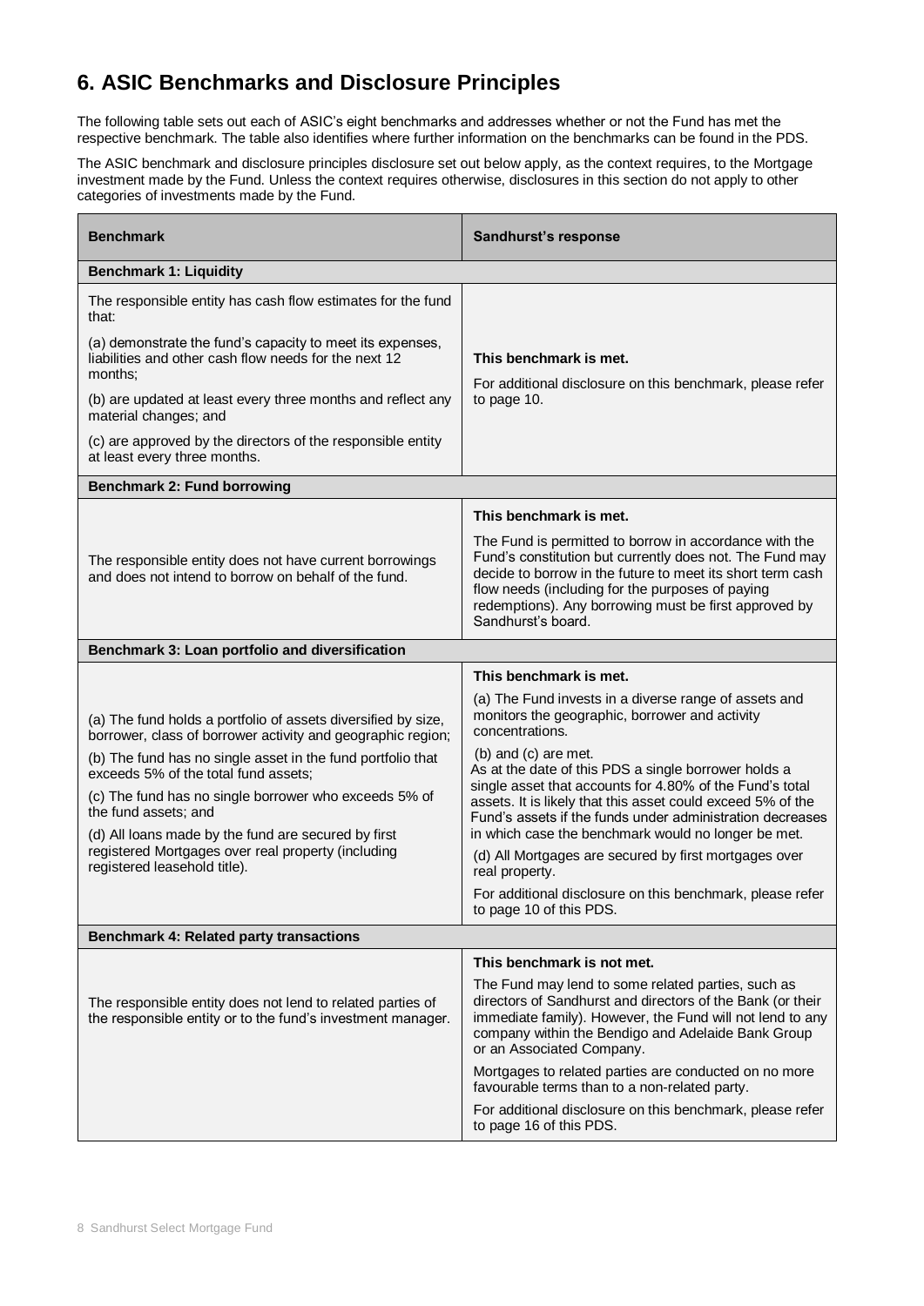# 6. ASIC Benchmarks and Disclosure Principles

The following table sets out each of ASIC's eight benchmarks and addresses whether or not the Fund has met the respective benchmark. The table also identifies where further information on the benchmarks can be found in the PDS.

The ASIC benchmark and disclosure principles disclosure set out below apply, as the context requires, to the Mortgage investment made by the Fund. Unless the context requires otherwise, disclosures in this section do not apply to other categories of investments made by the Fund.

| Benchmark | Sandhurst's response |
|---|---|
| **Benchmark 1: Liquidity** | |
| The responsible entity has cash flow estimates for the fund that:<br>(a) demonstrate the fund's capacity to meet its expenses, liabilities and other cash flow needs for the next 12 months;<br>(b) are updated at least every three months and reflect any material changes; and<br>(c) are approved by the directors of the responsible entity at least every three months. | **This benchmark is met.**<br>For additional disclosure on this benchmark, please refer to page 10. |
| **Benchmark 2: Fund borrowing** | |
| The responsible entity does not have current borrowings and does not intend to borrow on behalf of the fund. | **This benchmark is met.**<br>The Fund is permitted to borrow in accordance with the Fund's constitution but currently does not. The Fund may decide to borrow in the future to meet its short term cash flow needs (including for the purposes of paying redemptions). Any borrowing must be first approved by Sandhurst's board. |
| **Benchmark 3: Loan portfolio and diversification** | |
| (a) The fund holds a portfolio of assets diversified by size, borrower, class of borrower activity and geographic region;<br>(b) The fund has no single asset in the fund portfolio that exceeds 5% of the total fund assets;<br>(c) The fund has no single borrower who exceeds 5% of the fund assets; and<br>(d) All loans made by the fund are secured by first registered Mortgages over real property (including registered leasehold title). | **This benchmark is met.**<br>(a) The Fund invests in a diverse range of assets and monitors the geographic, borrower and activity concentrations.<br>(b) and (c) are met.<br>As at the date of this PDS a single borrower holds a single asset that accounts for 4.80% of the Fund's total assets. It is likely that this asset could exceed 5% of the Fund's assets if the funds under administration decreases in which case the benchmark would no longer be met.<br>(d) All Mortgages are secured by first mortgages over real property.<br>For additional disclosure on this benchmark, please refer to page 10 of this PDS. |
| **Benchmark 4: Related party transactions** | |
| The responsible entity does not lend to related parties of the responsible entity or to the fund's investment manager. | **This benchmark is not met.**<br>The Fund may lend to some related parties, such as directors of Sandhurst and directors of the Bank (or their immediate family). However, the Fund will not lend to any company within the Bendigo and Adelaide Bank Group or an Associated Company.<br>Mortgages to related parties are conducted on no more favourable terms than to a non-related party.<br>For additional disclosure on this benchmark, please refer to page 16 of this PDS. |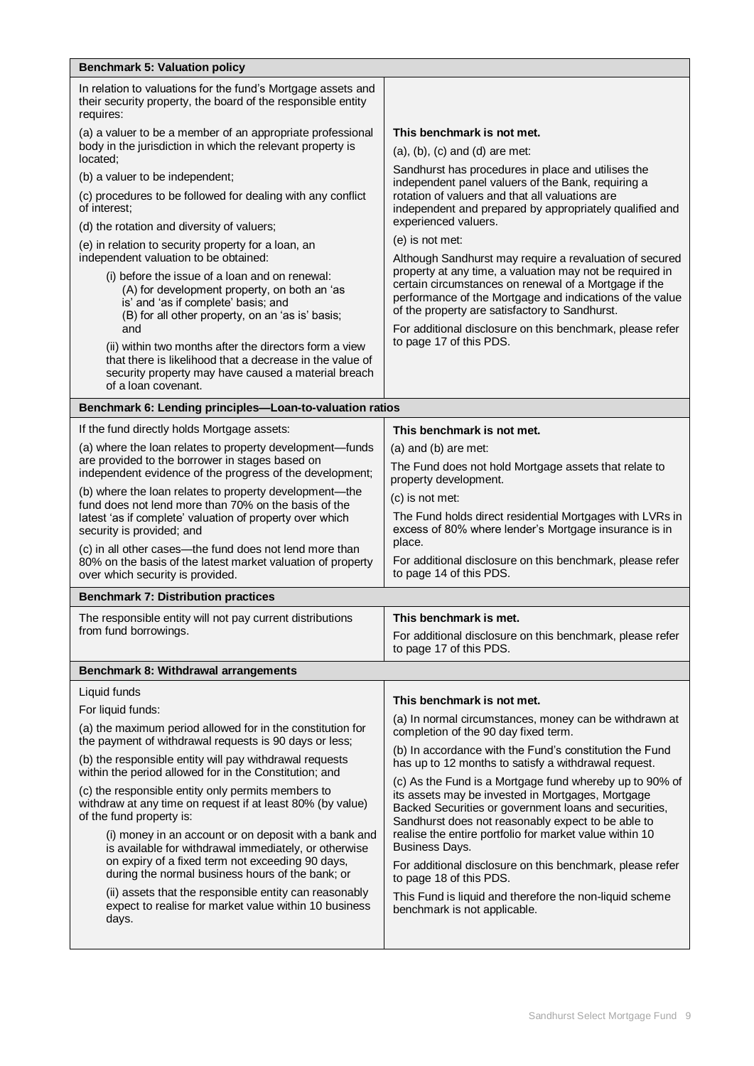| Benchmark 5: Valuation policy | |
|---|---|
| In relation to valuations for the fund's Mortgage assets and their security property, the board of the responsible entity requires:<br><br>(a) a valuer to be a member of an appropriate professional body in the jurisdiction in which the relevant property is located;<br><br>(b) a valuer to be independent;<br><br>(c) procedures to be followed for dealing with any conflict of interest;<br><br>(d) the rotation and diversity of valuers;<br><br>(e) in relation to security property for a loan, an independent valuation to be obtained:<br><br>(i) before the issue of a loan and on renewal:<br>(A) for development property, on both an 'as is' and 'as if complete' basis; and<br>(B) for all other property, on an 'as is' basis; and<br><br>(ii) within two months after the directors form a view that there is likelihood that a decrease in the value of security property may have caused a material breach of a loan covenant. | **This benchmark is not met.**<br><br>(a), (b), (c) and (d) are met:<br><br>Sandhurst has procedures in place and utilises the independent panel valuers of the Bank, requiring a rotation of valuers and that all valuations are independent and prepared by appropriately qualified and experienced valuers.<br><br>(e) is not met:<br><br>Although Sandhurst may require a revaluation of secured property at any time, a valuation may not be required in certain circumstances on renewal of a Mortgage if the performance of the Mortgage and indications of the value of the property are satisfactory to Sandhurst.<br><br>For additional disclosure on this benchmark, please refer to page 17 of this PDS. |

| Benchmark 6: Lending principles—Loan-to-valuation ratios | |
|---|---|
| If the fund directly holds Mortgage assets:<br><br>(a) where the loan relates to property development—funds are provided to the borrower in stages based on independent evidence of the progress of the development;<br><br>(b) where the loan relates to property development—the fund does not lend more than 70% on the basis of the latest 'as if complete' valuation of property over which security is provided; and<br><br>(c) in all other cases—the fund does not lend more than 80% on the basis of the latest market valuation of property over which security is provided. | **This benchmark is not met.**<br><br>(a) and (b) are met:<br><br>The Fund does not hold Mortgage assets that relate to property development.<br><br>(c) is not met:<br><br>The Fund holds direct residential Mortgages with LVRs in excess of 80% where lender's Mortgage insurance is in place.<br><br>For additional disclosure on this benchmark, please refer to page 14 of this PDS. |

| Benchmark 7: Distribution practices | |
|---|---|
| The responsible entity will not pay current distributions from fund borrowings. | **This benchmark is met.**<br><br>For additional disclosure on this benchmark, please refer to page 17 of this PDS. |

| Benchmark 8: Withdrawal arrangements | |
|---|---|
| Liquid funds<br><br>For liquid funds:<br><br>(a) the maximum period allowed for in the constitution for the payment of withdrawal requests is 90 days or less;<br><br>(b) the responsible entity will pay withdrawal requests within the period allowed for in the Constitution; and<br><br>(c) the responsible entity only permits members to withdraw at any time on request if at least 80% (by value) of the fund property is:<br><br>(i) money in an account or on deposit with a bank and is available for withdrawal immediately, or otherwise on expiry of a fixed term not exceeding 90 days, during the normal business hours of the bank; or<br><br>(ii) assets that the responsible entity can reasonably expect to realise for market value within 10 business days. | **This benchmark is not met.**<br><br>(a) In normal circumstances, money can be withdrawn at completion of the 90 day fixed term.<br><br>(b) In accordance with the Fund's constitution the Fund has up to 12 months to satisfy a withdrawal request.<br><br>(c) As the Fund is a Mortgage fund whereby up to 90% of its assets may be invested in Mortgages, Mortgage Backed Securities or government loans and securities, Sandhurst does not reasonably expect to be able to realise the entire portfolio for market value within 10 Business Days.<br><br>For additional disclosure on this benchmark, please refer to page 18 of this PDS.<br><br>This Fund is liquid and therefore the non-liquid scheme benchmark is not applicable. |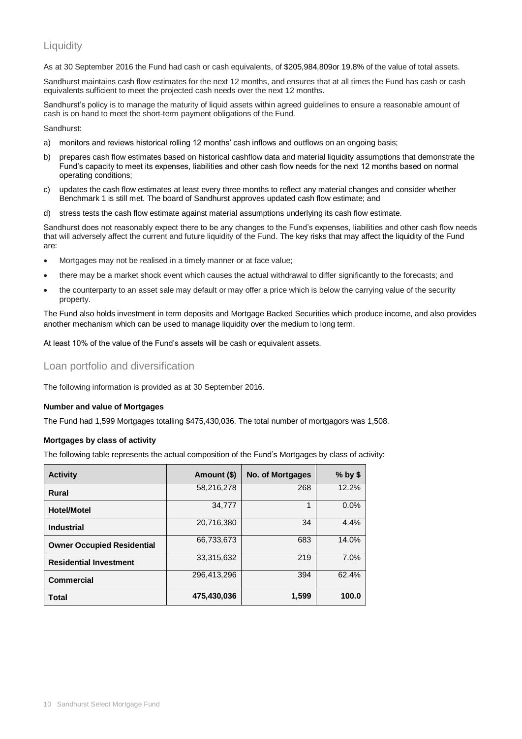## Liquidity

As at 30 September 2016 the Fund had cash or cash equivalents, of $205,984,809or 19.8% of the value of total assets.

Sandhurst maintains cash flow estimates for the next 12 months, and ensures that at all times the Fund has cash or cash equivalents sufficient to meet the projected cash needs over the next 12 months.

Sandhurst's policy is to manage the maturity of liquid assets within agreed guidelines to ensure a reasonable amount of cash is on hand to meet the short-term payment obligations of the Fund.

Sandhurst:

a) monitors and reviews historical rolling 12 months' cash inflows and outflows on an ongoing basis;
b) prepares cash flow estimates based on historical cashflow data and material liquidity assumptions that demonstrate the Fund's capacity to meet its expenses, liabilities and other cash flow needs for the next 12 months based on normal operating conditions;
c) updates the cash flow estimates at least every three months to reflect any material changes and consider whether Benchmark 1 is still met. The board of Sandhurst approves updated cash flow estimate; and
d) stress tests the cash flow estimate against material assumptions underlying its cash flow estimate.

Sandhurst does not reasonably expect there to be any changes to the Fund's expenses, liabilities and other cash flow needs that will adversely affect the current and future liquidity of the Fund. The key risks that may affect the liquidity of the Fund are:

- Mortgages may not be realised in a timely manner or at face value;
- there may be a market shock event which causes the actual withdrawal to differ significantly to the forecasts; and
- the counterparty to an asset sale may default or may offer a price which is below the carrying value of the security property.

The Fund also holds investment in term deposits and Mortgage Backed Securities which produce income, and also provides another mechanism which can be used to manage liquidity over the medium to long term.

At least 10% of the value of the Fund's assets will be cash or equivalent assets.

## Loan portfolio and diversification

The following information is provided as at 30 September 2016.

**Number and value of Mortgages**

The Fund had 1,599 Mortgages totalling $475,430,036. The total number of mortgagors was 1,508.

**Mortgages by class of activity**

The following table represents the actual composition of the Fund's Mortgages by class of activity:

| Activity | Amount ($) | No. of Mortgages | % by $ |
|---|---|---|---|
| **Rural** | 58,216,278 | 268 | 12.2% |
| **Hotel/Motel** | 34,777 | 1 | 0.0% |
| **Industrial** | 20,716,380 | 34 | 4.4% |
| **Owner Occupied Residential** | 66,733,673 | 683 | 14.0% |
| **Residential Investment** | 33,315,632 | 219 | 7.0% |
| **Commercial** | 296,413,296 | 394 | 62.4% |
| **Total** | **475,430,036** | **1,599** | **100.0** |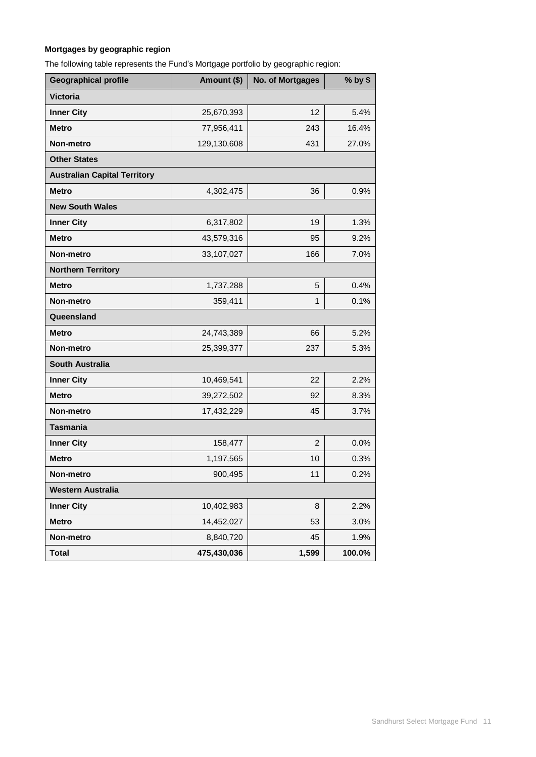**Mortgages by geographic region**

The following table represents the Fund's Mortgage portfolio by geographic region:

| Geographical profile | Amount ($) | No. of Mortgages | % by $ |
|---|---:|---:|---:|
| **Victoria** | | | |
| **Inner City** | 25,670,393 | 12 | 5.4% |
| **Metro** | 77,956,411 | 243 | 16.4% |
| **Non-metro** | 129,130,608 | 431 | 27.0% |
| **Other States** | | | |
| **Australian Capital Territory** | | | |
| **Metro** | 4,302,475 | 36 | 0.9% |
| **New South Wales** | | | |
| **Inner City** | 6,317,802 | 19 | 1.3% |
| **Metro** | 43,579,316 | 95 | 9.2% |
| **Non-metro** | 33,107,027 | 166 | 7.0% |
| **Northern Territory** | | | |
| **Metro** | 1,737,288 | 5 | 0.4% |
| **Non-metro** | 359,411 | 1 | 0.1% |
| **Queensland** | | | |
| **Metro** | 24,743,389 | 66 | 5.2% |
| **Non-metro** | 25,399,377 | 237 | 5.3% |
| **South Australia** | | | |
| **Inner City** | 10,469,541 | 22 | 2.2% |
| **Metro** | 39,272,502 | 92 | 8.3% |
| **Non-metro** | 17,432,229 | 45 | 3.7% |
| **Tasmania** | | | |
| **Inner City** | 158,477 | 2 | 0.0% |
| **Metro** | 1,197,565 | 10 | 0.3% |
| **Non-metro** | 900,495 | 11 | 0.2% |
| **Western Australia** | | | |
| **Inner City** | 10,402,983 | 8 | 2.2% |
| **Metro** | 14,452,027 | 53 | 3.0% |
| **Non-metro** | 8,840,720 | 45 | 1.9% |
| **Total** | **475,430,036** | **1,599** | **100.0%** |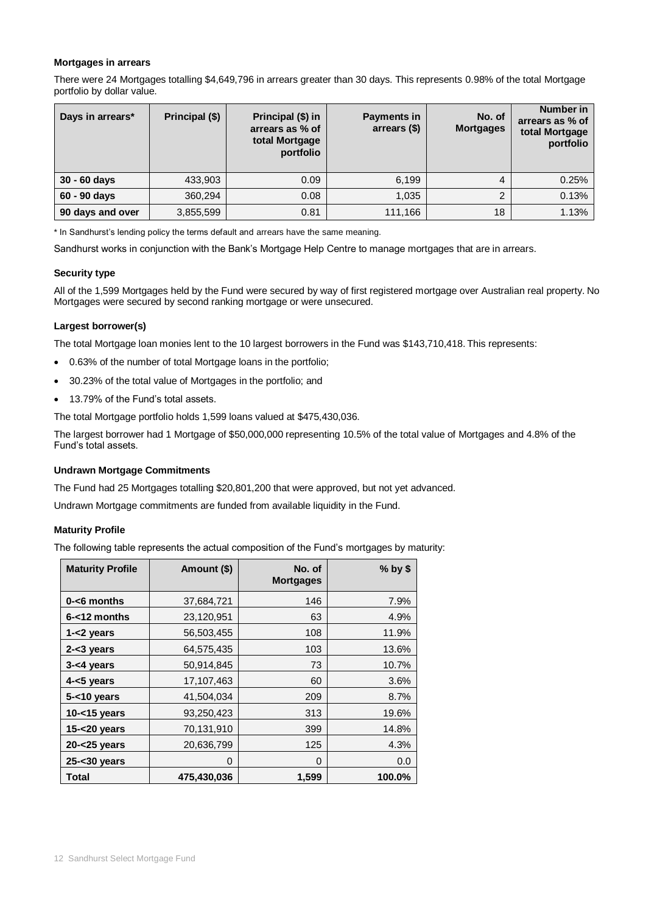### Mortgages in arrears

There were 24 Mortgages totalling $4,649,796 in arrears greater than 30 days. This represents 0.98% of the total Mortgage portfolio by dollar value.

| Days in arrears* | Principal ($) | Principal ($) in arrears as % of total Mortgage portfolio | Payments in arrears ($) | No. of Mortgages | Number in arrears as % of total Mortgage portfolio |
|---|---|---|---|---|---|
| 30 - 60 days | 433,903 | 0.09 | 6,199 | 4 | 0.25% |
| 60 - 90 days | 360,294 | 0.08 | 1,035 | 2 | 0.13% |
| 90 days and over | 3,855,599 | 0.81 | 111,166 | 18 | 1.13% |

* In Sandhurst's lending policy the terms default and arrears have the same meaning.

Sandhurst works in conjunction with the Bank's Mortgage Help Centre to manage mortgages that are in arrears.

### Security type

All of the 1,599 Mortgages held by the Fund were secured by way of first registered mortgage over Australian real property. No Mortgages were secured by second ranking mortgage or were unsecured.

### Largest borrower(s)

The total Mortgage loan monies lent to the 10 largest borrowers in the Fund was $143,710,418. This represents:

- 0.63% of the number of total Mortgage loans in the portfolio;
- 30.23% of the total value of Mortgages in the portfolio; and
- 13.79% of the Fund's total assets.

The total Mortgage portfolio holds 1,599 loans valued at $475,430,036.

The largest borrower had 1 Mortgage of $50,000,000 representing 10.5% of the total value of Mortgages and 4.8% of the Fund's total assets.

### Undrawn Mortgage Commitments

The Fund had 25 Mortgages totalling $20,801,200 that were approved, but not yet advanced.

Undrawn Mortgage commitments are funded from available liquidity in the Fund.

### Maturity Profile

The following table represents the actual composition of the Fund's mortgages by maturity:

| Maturity Profile | Amount ($) | No. of Mortgages | % by $ |
|---|---|---|---|
| 0-<6 months | 37,684,721 | 146 | 7.9% |
| 6-<12 months | 23,120,951 | 63 | 4.9% |
| 1-<2 years | 56,503,455 | 108 | 11.9% |
| 2-<3 years | 64,575,435 | 103 | 13.6% |
| 3-<4 years | 50,914,845 | 73 | 10.7% |
| 4-<5 years | 17,107,463 | 60 | 3.6% |
| 5-<10 years | 41,504,034 | 209 | 8.7% |
| 10-<15 years | 93,250,423 | 313 | 19.6% |
| 15-<20 years | 70,131,910 | 399 | 14.8% |
| 20-<25 years | 20,636,799 | 125 | 4.3% |
| 25-<30 years | 0 | 0 | 0.0 |
| **Total** | **475,430,036** | **1,599** | **100.0%** |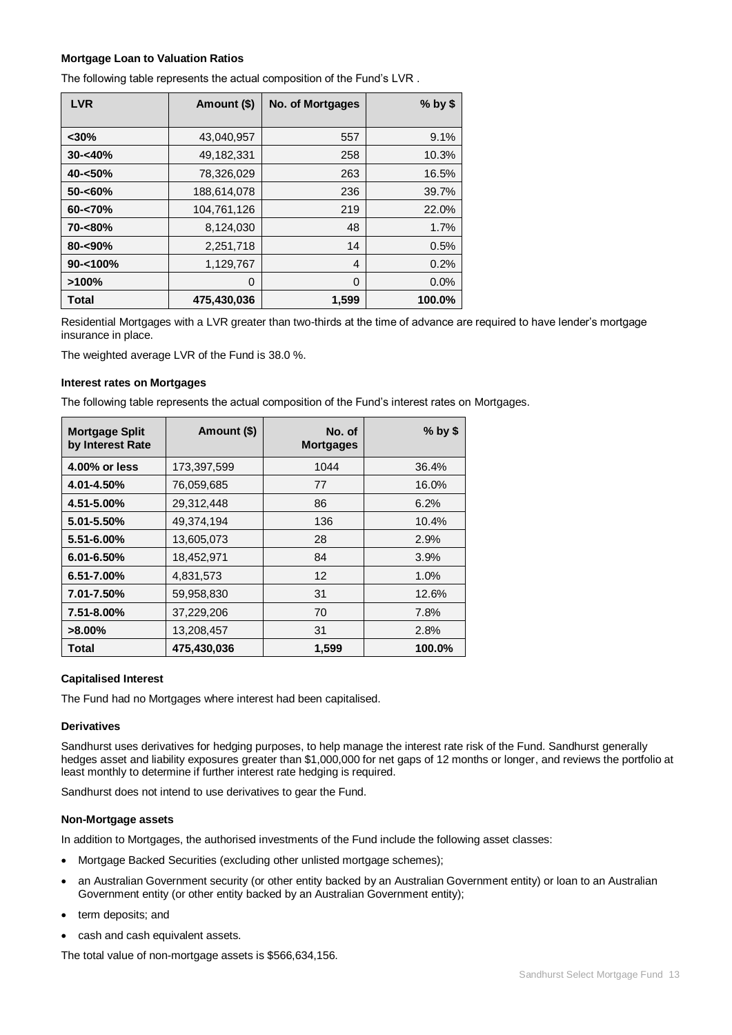### Mortgage Loan to Valuation Ratios

The following table represents the actual composition of the Fund's LVR .

| LVR | Amount ($) | No. of Mortgages | % by $ |
|---|---|---|---|
| <30% | 43,040,957 | 557 | 9.1% |
| 30-<40% | 49,182,331 | 258 | 10.3% |
| 40-<50% | 78,326,029 | 263 | 16.5% |
| 50-<60% | 188,614,078 | 236 | 39.7% |
| 60-<70% | 104,761,126 | 219 | 22.0% |
| 70-<80% | 8,124,030 | 48 | 1.7% |
| 80-<90% | 2,251,718 | 14 | 0.5% |
| 90-<100% | 1,129,767 | 4 | 0.2% |
| >100% | 0 | 0 | 0.0% |
| **Total** | **475,430,036** | **1,599** | **100.0%** |

Residential Mortgages with a LVR greater than two-thirds at the time of advance are required to have lender's mortgage insurance in place.

The weighted average LVR of the Fund is 38.0 %.

### Interest rates on Mortgages

The following table represents the actual composition of the Fund's interest rates on Mortgages.

| Mortgage Split by Interest Rate | Amount ($) | No. of Mortgages | % by $ |
|---|---|---|---|
| 4.00% or less | 173,397,599 | 1044 | 36.4% |
| 4.01-4.50% | 76,059,685 | 77 | 16.0% |
| 4.51-5.00% | 29,312,448 | 86 | 6.2% |
| 5.01-5.50% | 49,374,194 | 136 | 10.4% |
| 5.51-6.00% | 13,605,073 | 28 | 2.9% |
| 6.01-6.50% | 18,452,971 | 84 | 3.9% |
| 6.51-7.00% | 4,831,573 | 12 | 1.0% |
| 7.01-7.50% | 59,958,830 | 31 | 12.6% |
| 7.51-8.00% | 37,229,206 | 70 | 7.8% |
| >8.00% | 13,208,457 | 31 | 2.8% |
| **Total** | **475,430,036** | **1,599** | **100.0%** |

### Capitalised Interest

The Fund had no Mortgages where interest had been capitalised.

### Derivatives

Sandhurst uses derivatives for hedging purposes, to help manage the interest rate risk of the Fund. Sandhurst generally hedges asset and liability exposures greater than $1,000,000 for net gaps of 12 months or longer, and reviews the portfolio at least monthly to determine if further interest rate hedging is required.

Sandhurst does not intend to use derivatives to gear the Fund.

### Non-Mortgage assets

In addition to Mortgages, the authorised investments of the Fund include the following asset classes:

- Mortgage Backed Securities (excluding other unlisted mortgage schemes);
- an Australian Government security (or other entity backed by an Australian Government entity) or loan to an Australian Government entity (or other entity backed by an Australian Government entity);
- term deposits; and
- cash and cash equivalent assets.

The total value of non-mortgage assets is $566,634,156.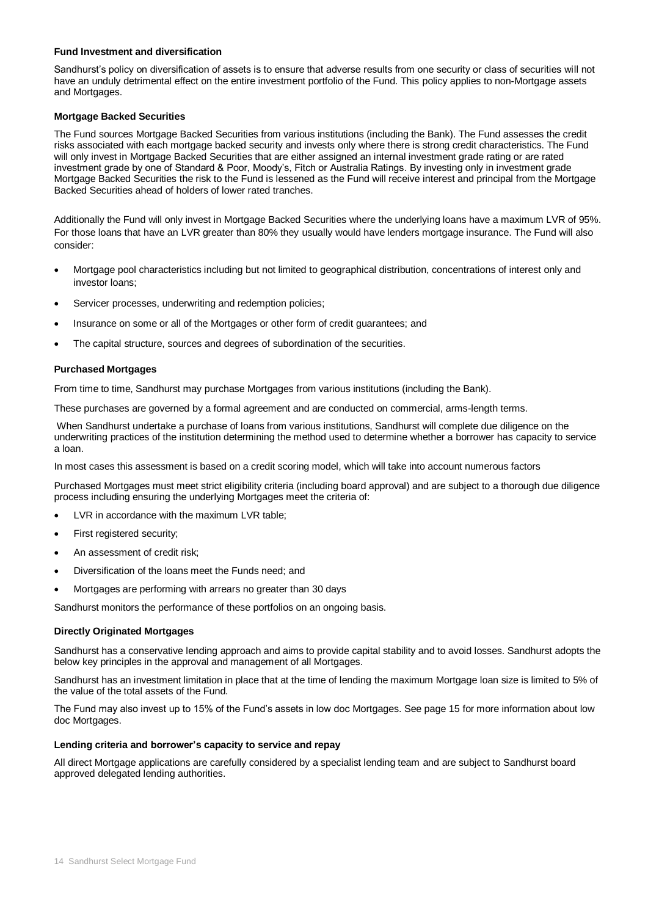### Fund Investment and diversification

Sandhurst's policy on diversification of assets is to ensure that adverse results from one security or class of securities will not have an unduly detrimental effect on the entire investment portfolio of the Fund. This policy applies to non-Mortgage assets and Mortgages.

### Mortgage Backed Securities

The Fund sources Mortgage Backed Securities from various institutions (including the Bank). The Fund assesses the credit risks associated with each mortgage backed security and invests only where there is strong credit characteristics. The Fund will only invest in Mortgage Backed Securities that are either assigned an internal investment grade rating or are rated investment grade by one of Standard & Poor, Moody's, Fitch or Australia Ratings. By investing only in investment grade Mortgage Backed Securities the risk to the Fund is lessened as the Fund will receive interest and principal from the Mortgage Backed Securities ahead of holders of lower rated tranches.

Additionally the Fund will only invest in Mortgage Backed Securities where the underlying loans have a maximum LVR of 95%. For those loans that have an LVR greater than 80% they usually would have lenders mortgage insurance. The Fund will also consider:

- Mortgage pool characteristics including but not limited to geographical distribution, concentrations of interest only and investor loans;
- Servicer processes, underwriting and redemption policies;
- Insurance on some or all of the Mortgages or other form of credit guarantees; and
- The capital structure, sources and degrees of subordination of the securities.

### Purchased Mortgages

From time to time, Sandhurst may purchase Mortgages from various institutions (including the Bank).

These purchases are governed by a formal agreement and are conducted on commercial, arms-length terms.

When Sandhurst undertake a purchase of loans from various institutions, Sandhurst will complete due diligence on the underwriting practices of the institution determining the method used to determine whether a borrower has capacity to service a loan.

In most cases this assessment is based on a credit scoring model, which will take into account numerous factors

Purchased Mortgages must meet strict eligibility criteria (including board approval) and are subject to a thorough due diligence process including ensuring the underlying Mortgages meet the criteria of:

- LVR in accordance with the maximum LVR table;
- First registered security;
- An assessment of credit risk;
- Diversification of the loans meet the Funds need; and
- Mortgages are performing with arrears no greater than 30 days

Sandhurst monitors the performance of these portfolios on an ongoing basis.

### Directly Originated Mortgages

Sandhurst has a conservative lending approach and aims to provide capital stability and to avoid losses. Sandhurst adopts the below key principles in the approval and management of all Mortgages.

Sandhurst has an investment limitation in place that at the time of lending the maximum Mortgage loan size is limited to 5% of the value of the total assets of the Fund.

The Fund may also invest up to 15% of the Fund's assets in low doc Mortgages. See page 15 for more information about low doc Mortgages.

### Lending criteria and borrower's capacity to service and repay

All direct Mortgage applications are carefully considered by a specialist lending team and are subject to Sandhurst board approved delegated lending authorities.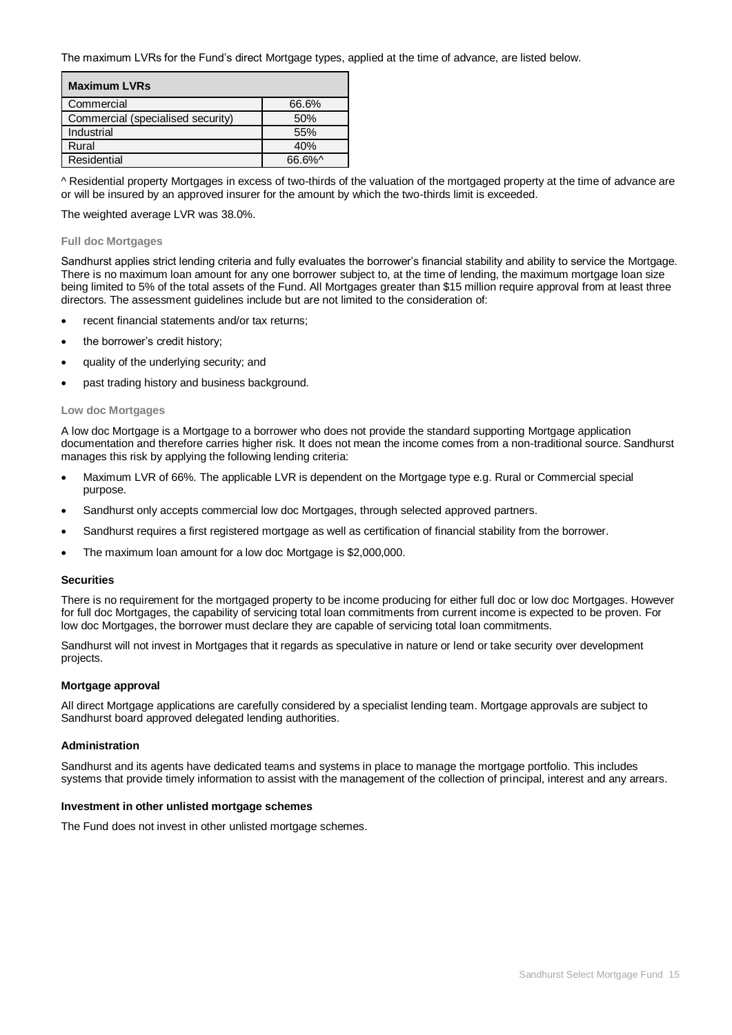The maximum LVRs for the Fund's direct Mortgage types, applied at the time of advance, are listed below.

| Maximum LVRs | |
|---|---|
| Commercial | 66.6% |
| Commercial (specialised security) | 50% |
| Industrial | 55% |
| Rural | 40% |
| Residential | 66.6%^ |

^ Residential property Mortgages in excess of two-thirds of the valuation of the mortgaged property at the time of advance are or will be insured by an approved insurer for the amount by which the two-thirds limit is exceeded.

The weighted average LVR was 38.0%.

#### Full doc Mortgages

Sandhurst applies strict lending criteria and fully evaluates the borrower's financial stability and ability to service the Mortgage. There is no maximum loan amount for any one borrower subject to, at the time of lending, the maximum mortgage loan size being limited to 5% of the total assets of the Fund. All Mortgages greater than $15 million require approval from at least three directors. The assessment guidelines include but are not limited to the consideration of:

- recent financial statements and/or tax returns;
- the borrower's credit history;
- quality of the underlying security; and
- past trading history and business background.

#### Low doc Mortgages

A low doc Mortgage is a Mortgage to a borrower who does not provide the standard supporting Mortgage application documentation and therefore carries higher risk. It does not mean the income comes from a non-traditional source. Sandhurst manages this risk by applying the following lending criteria:

- Maximum LVR of 66%. The applicable LVR is dependent on the Mortgage type e.g. Rural or Commercial special purpose.
- Sandhurst only accepts commercial low doc Mortgages, through selected approved partners.
- Sandhurst requires a first registered mortgage as well as certification of financial stability from the borrower.
- The maximum loan amount for a low doc Mortgage is $2,000,000.

### Securities

There is no requirement for the mortgaged property to be income producing for either full doc or low doc Mortgages. However for full doc Mortgages, the capability of servicing total loan commitments from current income is expected to be proven. For low doc Mortgages, the borrower must declare they are capable of servicing total loan commitments.

Sandhurst will not invest in Mortgages that it regards as speculative in nature or lend or take security over development projects.

### Mortgage approval

All direct Mortgage applications are carefully considered by a specialist lending team. Mortgage approvals are subject to Sandhurst board approved delegated lending authorities.

### Administration

Sandhurst and its agents have dedicated teams and systems in place to manage the mortgage portfolio. This includes systems that provide timely information to assist with the management of the collection of principal, interest and any arrears.

### Investment in other unlisted mortgage schemes

The Fund does not invest in other unlisted mortgage schemes.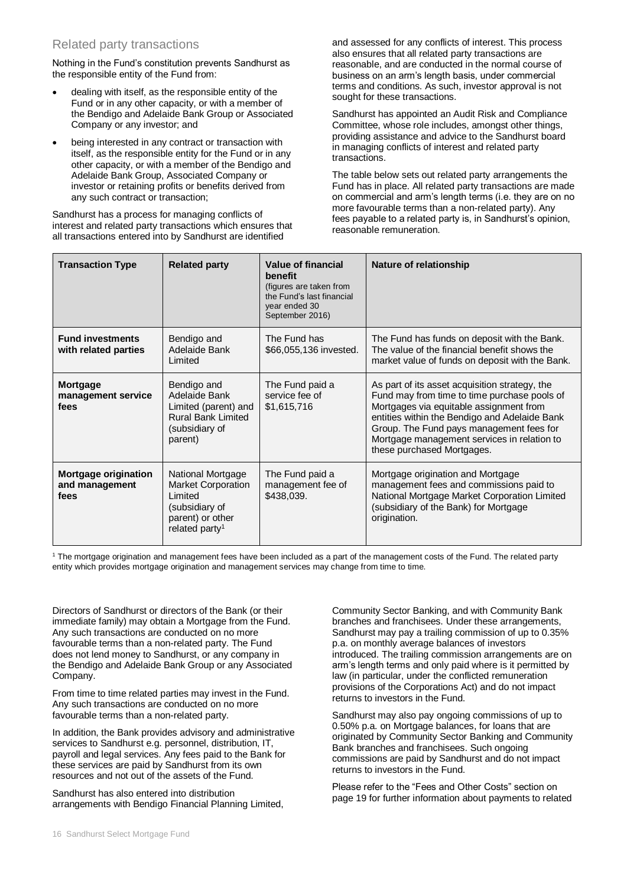## Related party transactions

Nothing in the Fund's constitution prevents Sandhurst as the responsible entity of the Fund from:

- dealing with itself, as the responsible entity of the Fund or in any other capacity, or with a member of the Bendigo and Adelaide Bank Group or Associated Company or any investor; and
- being interested in any contract or transaction with itself, as the responsible entity for the Fund or in any other capacity, or with a member of the Bendigo and Adelaide Bank Group, Associated Company or investor or retaining profits or benefits derived from any such contract or transaction;

Sandhurst has a process for managing conflicts of interest and related party transactions which ensures that all transactions entered into by Sandhurst are identified and assessed for any conflicts of interest. This process also ensures that all related party transactions are reasonable, and are conducted in the normal course of business on an arm's length basis, under commercial terms and conditions. As such, investor approval is not sought for these transactions.

Sandhurst has appointed an Audit Risk and Compliance Committee, whose role includes, amongst other things, providing assistance and advice to the Sandhurst board in managing conflicts of interest and related party transactions.

The table below sets out related party arrangements the Fund has in place. All related party transactions are made on commercial and arm's length terms (i.e. they are on no more favourable terms than a non-related party). Any fees payable to a related party is, in Sandhurst's opinion, reasonable remuneration.

| Transaction Type | Related party | Value of financial benefit (figures are taken from the Fund's last financial year ended 30 September 2016) | Nature of relationship |
|---|---|---|---|
| **Fund investments with related parties** | Bendigo and Adelaide Bank Limited | The Fund has $66,055,136 invested. | The Fund has funds on deposit with the Bank. The value of the financial benefit shows the market value of funds on deposit with the Bank. |
| **Mortgage management service fees** | Bendigo and Adelaide Bank Limited (parent) and Rural Bank Limited (subsidiary of parent) | The Fund paid a service fee of $1,615,716 | As part of its asset acquisition strategy, the Fund may from time to time purchase pools of Mortgages via equitable assignment from entities within the Bendigo and Adelaide Bank Group. The Fund pays management fees for Mortgage management services in relation to these purchased Mortgages. |
| **Mortgage origination and management fees** | National Mortgage Market Corporation Limited (subsidiary of parent) or other related party[1] | The Fund paid a management fee of $438,039. | Mortgage origination and Mortgage management fees and commissions paid to National Mortgage Market Corporation Limited (subsidiary of the Bank) for Mortgage origination. |

[1] The mortgage origination and management fees have been included as a part of the management costs of the Fund. The related party entity which provides mortgage origination and management services may change from time to time.

Directors of Sandhurst or directors of the Bank (or their immediate family) may obtain a Mortgage from the Fund. Any such transactions are conducted on no more favourable terms than a non-related party. The Fund does not lend money to Sandhurst, or any company in the Bendigo and Adelaide Bank Group or any Associated Company.

From time to time related parties may invest in the Fund. Any such transactions are conducted on no more favourable terms than a non-related party.

In addition, the Bank provides advisory and administrative services to Sandhurst e.g. personnel, distribution, IT, payroll and legal services. Any fees paid to the Bank for these services are paid by Sandhurst from its own resources and not out of the assets of the Fund.

Sandhurst has also entered into distribution arrangements with Bendigo Financial Planning Limited, Community Sector Banking, and with Community Bank branches and franchisees. Under these arrangements, Sandhurst may pay a trailing commission of up to 0.35% p.a. on monthly average balances of investors introduced. The trailing commission arrangements are on arm's length terms and only paid where is it permitted by law (in particular, under the conflicted remuneration provisions of the Corporations Act) and do not impact returns to investors in the Fund.

Sandhurst may also pay ongoing commissions of up to 0.50% p.a. on Mortgage balances, for loans that are originated by Community Sector Banking and Community Bank branches and franchisees. Such ongoing commissions are paid by Sandhurst and do not impact returns to investors in the Fund.

Please refer to the "Fees and Other Costs" section on page 19 for further information about payments to related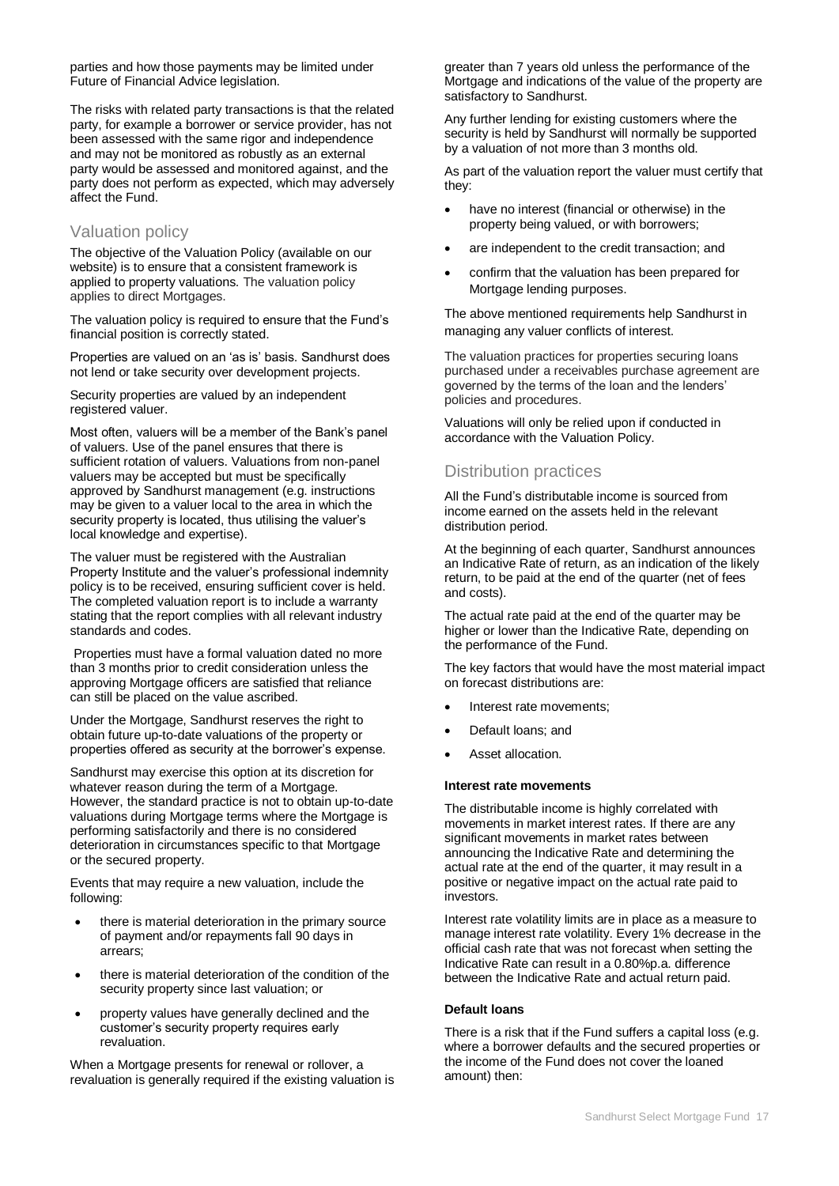parties and how those payments may be limited under Future of Financial Advice legislation.

The risks with related party transactions is that the related party, for example a borrower or service provider, has not been assessed with the same rigor and independence and may not be monitored as robustly as an external party would be assessed and monitored against, and the party does not perform as expected, which may adversely affect the Fund.

## Valuation policy

The objective of the Valuation Policy (available on our website) is to ensure that a consistent framework is applied to property valuations. The valuation policy applies to direct Mortgages.

The valuation policy is required to ensure that the Fund's financial position is correctly stated.

Properties are valued on an 'as is' basis. Sandhurst does not lend or take security over development projects.

Security properties are valued by an independent registered valuer.

Most often, valuers will be a member of the Bank's panel of valuers. Use of the panel ensures that there is sufficient rotation of valuers. Valuations from non-panel valuers may be accepted but must be specifically approved by Sandhurst management (e.g. instructions may be given to a valuer local to the area in which the security property is located, thus utilising the valuer's local knowledge and expertise).

The valuer must be registered with the Australian Property Institute and the valuer's professional indemnity policy is to be received, ensuring sufficient cover is held. The completed valuation report is to include a warranty stating that the report complies with all relevant industry standards and codes.

Properties must have a formal valuation dated no more than 3 months prior to credit consideration unless the approving Mortgage officers are satisfied that reliance can still be placed on the value ascribed.

Under the Mortgage, Sandhurst reserves the right to obtain future up-to-date valuations of the property or properties offered as security at the borrower's expense.

Sandhurst may exercise this option at its discretion for whatever reason during the term of a Mortgage. However, the standard practice is not to obtain up-to-date valuations during Mortgage terms where the Mortgage is performing satisfactorily and there is no considered deterioration in circumstances specific to that Mortgage or the secured property.

Events that may require a new valuation, include the following:

- there is material deterioration in the primary source of payment and/or repayments fall 90 days in arrears;
- there is material deterioration of the condition of the security property since last valuation; or
- property values have generally declined and the customer's security property requires early revaluation.

When a Mortgage presents for renewal or rollover, a revaluation is generally required if the existing valuation is greater than 7 years old unless the performance of the Mortgage and indications of the value of the property are satisfactory to Sandhurst.

Any further lending for existing customers where the security is held by Sandhurst will normally be supported by a valuation of not more than 3 months old.

As part of the valuation report the valuer must certify that they:

- have no interest (financial or otherwise) in the property being valued, or with borrowers;
- are independent to the credit transaction; and
- confirm that the valuation has been prepared for Mortgage lending purposes.

The above mentioned requirements help Sandhurst in managing any valuer conflicts of interest.

The valuation practices for properties securing loans purchased under a receivables purchase agreement are governed by the terms of the loan and the lenders' policies and procedures.

Valuations will only be relied upon if conducted in accordance with the Valuation Policy.

## Distribution practices

All the Fund's distributable income is sourced from income earned on the assets held in the relevant distribution period.

At the beginning of each quarter, Sandhurst announces an Indicative Rate of return, as an indication of the likely return, to be paid at the end of the quarter (net of fees and costs).

The actual rate paid at the end of the quarter may be higher or lower than the Indicative Rate, depending on the performance of the Fund.

The key factors that would have the most material impact on forecast distributions are:

- Interest rate movements;
- Default loans; and
- Asset allocation.

**Interest rate movements**

The distributable income is highly correlated with movements in market interest rates. If there are any significant movements in market rates between announcing the Indicative Rate and determining the actual rate at the end of the quarter, it may result in a positive or negative impact on the actual rate paid to investors.

Interest rate volatility limits are in place as a measure to manage interest rate volatility. Every 1% decrease in the official cash rate that was not forecast when setting the Indicative Rate can result in a 0.80%p.a. difference between the Indicative Rate and actual return paid.

**Default loans**

There is a risk that if the Fund suffers a capital loss (e.g. where a borrower defaults and the secured properties or the income of the Fund does not cover the loaned amount) then: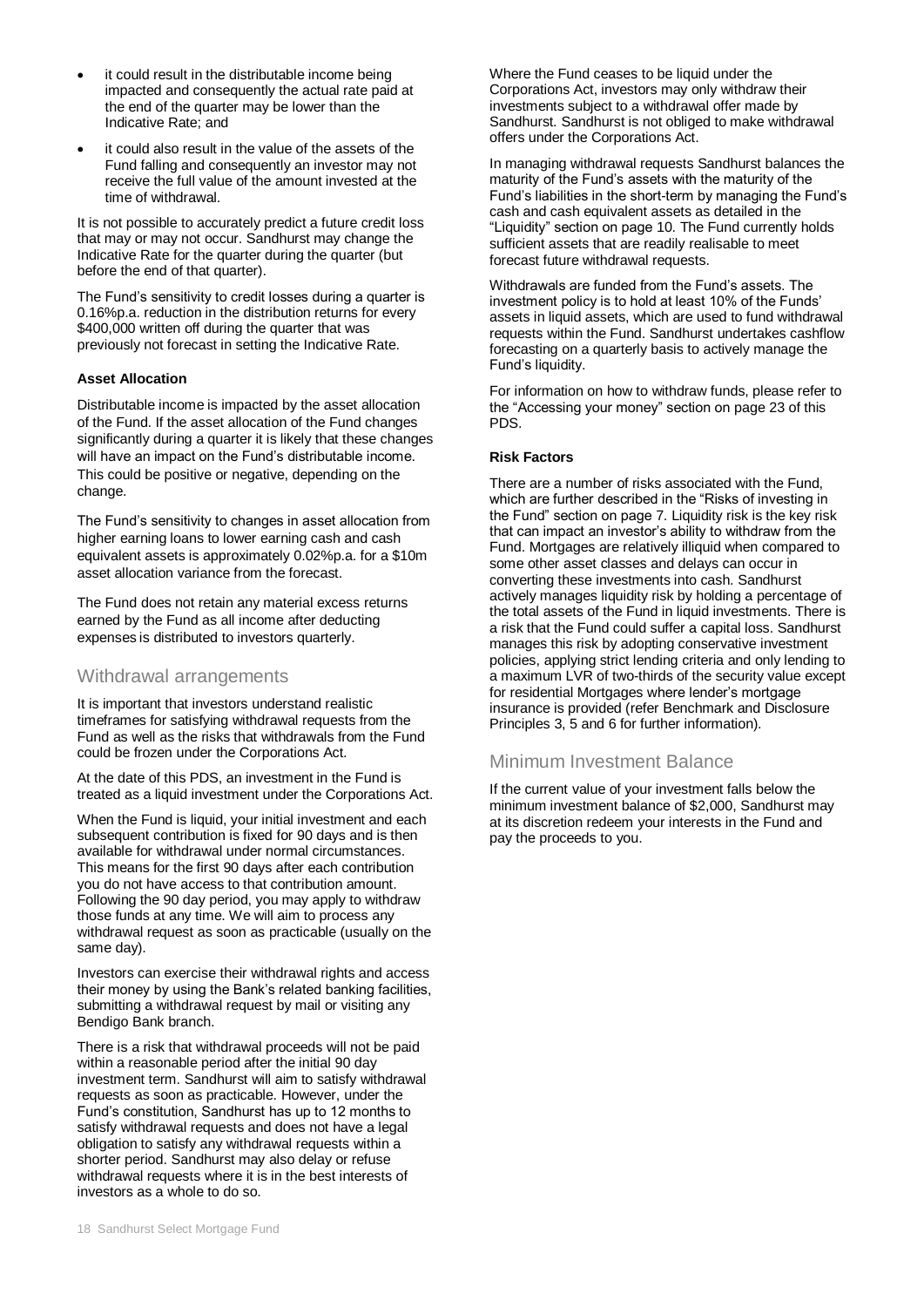- it could result in the distributable income being impacted and consequently the actual rate paid at the end of the quarter may be lower than the Indicative Rate; and
- it could also result in the value of the assets of the Fund falling and consequently an investor may not receive the full value of the amount invested at the time of withdrawal.

It is not possible to accurately predict a future credit loss that may or may not occur. Sandhurst may change the Indicative Rate for the quarter during the quarter (but before the end of that quarter).

The Fund's sensitivity to credit losses during a quarter is 0.16%p.a. reduction in the distribution returns for every $400,000 written off during the quarter that was previously not forecast in setting the Indicative Rate.

**Asset Allocation**

Distributable income is impacted by the asset allocation of the Fund. If the asset allocation of the Fund changes significantly during a quarter it is likely that these changes will have an impact on the Fund's distributable income. This could be positive or negative, depending on the change.

The Fund's sensitivity to changes in asset allocation from higher earning loans to lower earning cash and cash equivalent assets is approximately 0.02%p.a. for a $10m asset allocation variance from the forecast.

The Fund does not retain any material excess returns earned by the Fund as all income after deducting expenses is distributed to investors quarterly.

## Withdrawal arrangements

It is important that investors understand realistic timeframes for satisfying withdrawal requests from the Fund as well as the risks that withdrawals from the Fund could be frozen under the Corporations Act.

At the date of this PDS, an investment in the Fund is treated as a liquid investment under the Corporations Act.

When the Fund is liquid, your initial investment and each subsequent contribution is fixed for 90 days and is then available for withdrawal under normal circumstances. This means for the first 90 days after each contribution you do not have access to that contribution amount. Following the 90 day period, you may apply to withdraw those funds at any time. We will aim to process any withdrawal request as soon as practicable (usually on the same day).

Investors can exercise their withdrawal rights and access their money by using the Bank's related banking facilities, submitting a withdrawal request by mail or visiting any Bendigo Bank branch.

There is a risk that withdrawal proceeds will not be paid within a reasonable period after the initial 90 day investment term. Sandhurst will aim to satisfy withdrawal requests as soon as practicable. However, under the Fund's constitution, Sandhurst has up to 12 months to satisfy withdrawal requests and does not have a legal obligation to satisfy any withdrawal requests within a shorter period. Sandhurst may also delay or refuse withdrawal requests where it is in the best interests of investors as a whole to do so.

Where the Fund ceases to be liquid under the Corporations Act, investors may only withdraw their investments subject to a withdrawal offer made by Sandhurst. Sandhurst is not obliged to make withdrawal offers under the Corporations Act.

In managing withdrawal requests Sandhurst balances the maturity of the Fund's assets with the maturity of the Fund's liabilities in the short-term by managing the Fund's cash and cash equivalent assets as detailed in the "Liquidity" section on page 10. The Fund currently holds sufficient assets that are readily realisable to meet forecast future withdrawal requests.

Withdrawals are funded from the Fund's assets. The investment policy is to hold at least 10% of the Funds' assets in liquid assets, which are used to fund withdrawal requests within the Fund. Sandhurst undertakes cashflow forecasting on a quarterly basis to actively manage the Fund's liquidity.

For information on how to withdraw funds, please refer to the "Accessing your money" section on page 23 of this PDS.

**Risk Factors**

There are a number of risks associated with the Fund, which are further described in the "Risks of investing in the Fund" section on page 7. Liquidity risk is the key risk that can impact an investor's ability to withdraw from the Fund. Mortgages are relatively illiquid when compared to some other asset classes and delays can occur in converting these investments into cash. Sandhurst actively manages liquidity risk by holding a percentage of the total assets of the Fund in liquid investments. There is a risk that the Fund could suffer a capital loss. Sandhurst manages this risk by adopting conservative investment policies, applying strict lending criteria and only lending to a maximum LVR of two-thirds of the security value except for residential Mortgages where lender's mortgage insurance is provided (refer Benchmark and Disclosure Principles 3, 5 and 6 for further information).

## Minimum Investment Balance

If the current value of your investment falls below the minimum investment balance of $2,000, Sandhurst may at its discretion redeem your interests in the Fund and pay the proceeds to you.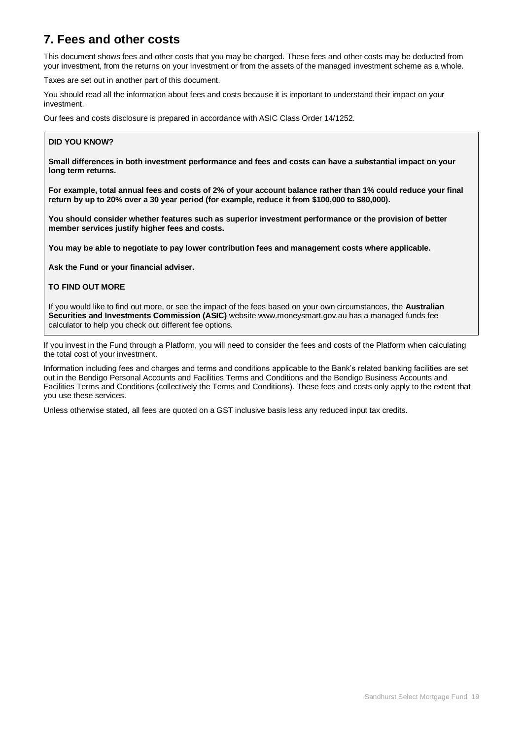## 7. Fees and other costs

This document shows fees and other costs that you may be charged. These fees and other costs may be deducted from your investment, from the returns on your investment or from the assets of the managed investment scheme as a whole.

Taxes are set out in another part of this document.

You should read all the information about fees and costs because it is important to understand their impact on your investment.

Our fees and costs disclosure is prepared in accordance with ASIC Class Order 14/1252.

**DID YOU KNOW?**

**Small differences in both investment performance and fees and costs can have a substantial impact on your long term returns.**

**For example, total annual fees and costs of 2% of your account balance rather than 1% could reduce your final return by up to 20% over a 30 year period (for example, reduce it from $100,000 to $80,000).**

**You should consider whether features such as superior investment performance or the provision of better member services justify higher fees and costs.**

**You may be able to negotiate to pay lower contribution fees and management costs where applicable.**

**Ask the Fund or your financial adviser.**

**TO FIND OUT MORE**

If you would like to find out more, or see the impact of the fees based on your own circumstances, the **Australian Securities and Investments Commission (ASIC)** website www.moneysmart.gov.au has a managed funds fee calculator to help you check out different fee options.

If you invest in the Fund through a Platform, you will need to consider the fees and costs of the Platform when calculating the total cost of your investment.

Information including fees and charges and terms and conditions applicable to the Bank's related banking facilities are set out in the Bendigo Personal Accounts and Facilities Terms and Conditions and the Bendigo Business Accounts and Facilities Terms and Conditions (collectively the Terms and Conditions). These fees and costs only apply to the extent that you use these services.

Unless otherwise stated, all fees are quoted on a GST inclusive basis less any reduced input tax credits.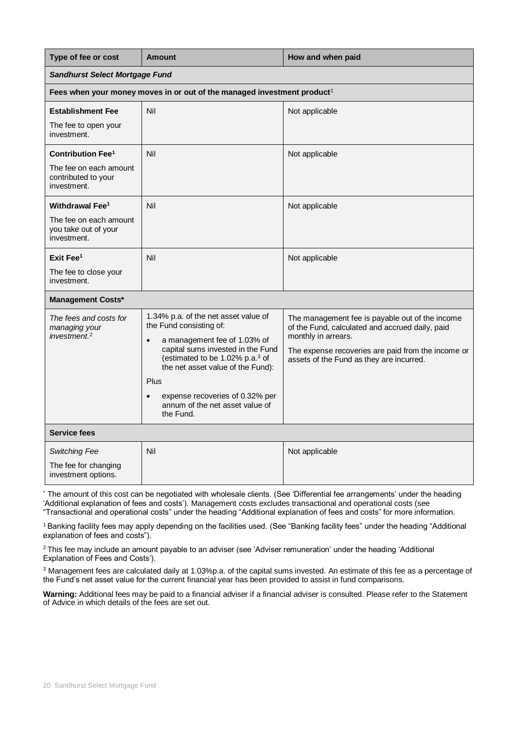| Type of fee or cost | Amount | How and when paid |
|---|---|---|
| ***Sandhurst Select Mortgage Fund*** | | |
| **Fees when your money moves in or out of the managed investment product**[1] | | |
| **Establishment Fee**<br>The fee to open your investment. | Nil | Not applicable |
| **Contribution Fee**[1]<br>The fee on each amount contributed to your investment. | Nil | Not applicable |
| **Withdrawal Fee**[1]<br>The fee on each amount you take out of your investment. | Nil | Not applicable |
| **Exit Fee**[1]<br>The fee to close your investment. | Nil | Not applicable |
| **Management Costs*** | | |
| *The fees and costs for managing your investment.*[2] | 1.34% p.a. of the net asset value of the Fund consisting of:<br>• a management fee of 1.03% of capital sums invested in the Fund (estimated to be 1.02% p.a.[3] of the net asset value of the Fund):<br>Plus<br>• expense recoveries of 0.32% per annum of the net asset value of the Fund. | The management fee is payable out of the income of the Fund, calculated and accrued daily, paid monthly in arrears.<br>The expense recoveries are paid from the income or assets of the Fund as they are incurred. |
| **Service fees** | | |
| *Switching Fee*<br>The fee for changing investment options. | Nil | Not applicable |

* The amount of this cost can be negotiated with wholesale clients. (See 'Differential fee arrangements' under the heading 'Additional explanation of fees and costs'). Management costs excludes transactional and operational costs (see "Transactional and operational costs" under the heading "Additional explanation of fees and costs" for more information.

[1] Banking facility fees may apply depending on the facilities used. (See "Banking facility fees" under the heading "Additional explanation of fees and costs").

[2] This fee may include an amount payable to an adviser (see 'Adviser remuneration' under the heading 'Additional Explanation of Fees and Costs').

[3] Management fees are calculated daily at 1.03%p.a. of the capital sums invested. An estimate of this fee as a percentage of the Fund's net asset value for the current financial year has been provided to assist in fund comparisons.

**Warning:** Additional fees may be paid to a financial adviser if a financial adviser is consulted. Please refer to the Statement of Advice in which details of the fees are set out.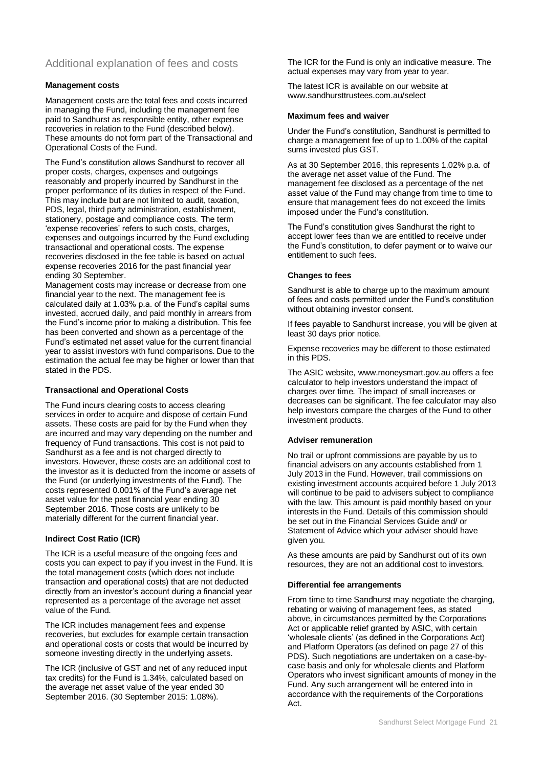## Additional explanation of fees and costs

### Management costs

Management costs are the total fees and costs incurred in managing the Fund, including the management fee paid to Sandhurst as responsible entity, other expense recoveries in relation to the Fund (described below). These amounts do not form part of the Transactional and Operational Costs of the Fund.

The Fund's constitution allows Sandhurst to recover all proper costs, charges, expenses and outgoings reasonably and properly incurred by Sandhurst in the proper performance of its duties in respect of the Fund. This may include but are not limited to audit, taxation, PDS, legal, third party administration, establishment, stationery, postage and compliance costs. The term 'expense recoveries' refers to such costs, charges, expenses and outgoings incurred by the Fund excluding transactional and operational costs. The expense recoveries disclosed in the fee table is based on actual expense recoveries 2016 for the past financial year ending 30 September.

Management costs may increase or decrease from one financial year to the next. The management fee is calculated daily at 1.03% p.a. of the Fund's capital sums invested, accrued daily, and paid monthly in arrears from the Fund's income prior to making a distribution. This fee has been converted and shown as a percentage of the Fund's estimated net asset value for the current financial year to assist investors with fund comparisons. Due to the estimation the actual fee may be higher or lower than that stated in the PDS.

### Transactional and Operational Costs

The Fund incurs clearing costs to access clearing services in order to acquire and dispose of certain Fund assets. These costs are paid for by the Fund when they are incurred and may vary depending on the number and frequency of Fund transactions. This cost is not paid to Sandhurst as a fee and is not charged directly to investors. However, these costs are an additional cost to the investor as it is deducted from the income or assets of the Fund (or underlying investments of the Fund). The costs represented 0.001% of the Fund's average net asset value for the past financial year ending 30 September 2016. Those costs are unlikely to be materially different for the current financial year.

### Indirect Cost Ratio (ICR)

The ICR is a useful measure of the ongoing fees and costs you can expect to pay if you invest in the Fund. It is the total management costs (which does not include transaction and operational costs) that are not deducted directly from an investor's account during a financial year represented as a percentage of the average net asset value of the Fund.

The ICR includes management fees and expense recoveries, but excludes for example certain transaction and operational costs or costs that would be incurred by someone investing directly in the underlying assets.

The ICR (inclusive of GST and net of any reduced input tax credits) for the Fund is 1.34%, calculated based on the average net asset value of the year ended 30 September 2016. (30 September 2015: 1.08%).

The ICR for the Fund is only an indicative measure. The actual expenses may vary from year to year.

The latest ICR is available on our website at www.sandhursttrustees.com.au/select

### Maximum fees and waiver

Under the Fund's constitution, Sandhurst is permitted to charge a management fee of up to 1.00% of the capital sums invested plus GST.

As at 30 September 2016, this represents 1.02% p.a. of the average net asset value of the Fund. The management fee disclosed as a percentage of the net asset value of the Fund may change from time to time to ensure that management fees do not exceed the limits imposed under the Fund's constitution.

The Fund's constitution gives Sandhurst the right to accept lower fees than we are entitled to receive under the Fund's constitution, to defer payment or to waive our entitlement to such fees.

### Changes to fees

Sandhurst is able to charge up to the maximum amount of fees and costs permitted under the Fund's constitution without obtaining investor consent.

If fees payable to Sandhurst increase, you will be given at least 30 days prior notice.

Expense recoveries may be different to those estimated in this PDS.

The ASIC website, www.moneysmart.gov.au offers a fee calculator to help investors understand the impact of charges over time. The impact of small increases or decreases can be significant. The fee calculator may also help investors compare the charges of the Fund to other investment products.

### Adviser remuneration

No trail or upfront commissions are payable by us to financial advisers on any accounts established from 1 July 2013 in the Fund. However, trail commissions on existing investment accounts acquired before 1 July 2013 will continue to be paid to advisers subject to compliance with the law. This amount is paid monthly based on your interests in the Fund. Details of this commission should be set out in the Financial Services Guide and/ or Statement of Advice which your adviser should have given you.

As these amounts are paid by Sandhurst out of its own resources, they are not an additional cost to investors.

### Differential fee arrangements

From time to time Sandhurst may negotiate the charging, rebating or waiving of management fees, as stated above, in circumstances permitted by the Corporations Act or applicable relief granted by ASIC, with certain 'wholesale clients' (as defined in the Corporations Act) and Platform Operators (as defined on page 27 of this PDS). Such negotiations are undertaken on a case-by-case basis and only for wholesale clients and Platform Operators who invest significant amounts of money in the Fund. Any such arrangement will be entered into in accordance with the requirements of the Corporations Act.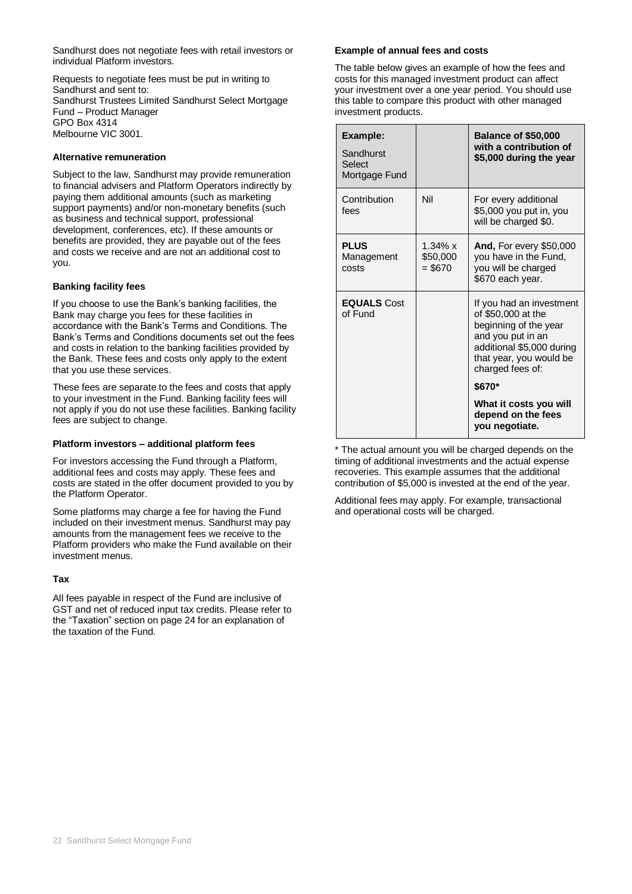Sandhurst does not negotiate fees with retail investors or individual Platform investors.

Requests to negotiate fees must be put in writing to Sandhurst and sent to:
Sandhurst Trustees Limited Sandhurst Select Mortgage Fund – Product Manager
GPO Box 4314
Melbourne VIC 3001.

**Alternative remuneration**

Subject to the law, Sandhurst may provide remuneration to financial advisers and Platform Operators indirectly by paying them additional amounts (such as marketing support payments) and/or non-monetary benefits (such as business and technical support, professional development, conferences, etc). If these amounts or benefits are provided, they are payable out of the fees and costs we receive and are not an additional cost to you.

**Banking facility fees**

If you choose to use the Bank's banking facilities, the Bank may charge you fees for these facilities in accordance with the Bank's Terms and Conditions. The Bank's Terms and Conditions documents set out the fees and costs in relation to the banking facilities provided by the Bank. These fees and costs only apply to the extent that you use these services.

These fees are separate to the fees and costs that apply to your investment in the Fund. Banking facility fees will not apply if you do not use these facilities. Banking facility fees are subject to change.

**Platform investors – additional platform fees**

For investors accessing the Fund through a Platform, additional fees and costs may apply. These fees and costs are stated in the offer document provided to you by the Platform Operator.

Some platforms may charge a fee for having the Fund included on their investment menus. Sandhurst may pay amounts from the management fees we receive to the Platform providers who make the Fund available on their investment menus.

**Tax**

All fees payable in respect of the Fund are inclusive of GST and net of reduced input tax credits. Please refer to the "Taxation" section on page 24 for an explanation of the taxation of the Fund.

**Example of annual fees and costs**

The table below gives an example of how the fees and costs for this managed investment product can affect your investment over a one year period. You should use this table to compare this product with other managed investment products.

| **Example:** Sandhurst Select Mortgage Fund | | **Balance of $50,000 with a contribution of $5,000 during the year** |
|---|---|---|
| Contribution fees | Nil | For every additional $5,000 you put in, you will be charged $0. |
| **PLUS** Management costs | 1.34% x $50,000 = $670 | **And,** For every $50,000 you have in the Fund, you will be charged $670 each year. |
| **EQUALS** Cost of Fund | | If you had an investment of $50,000 at the beginning of the year and you put in an additional $5,000 during that year, you would be charged fees of: **$670*** **What it costs you will depend on the fees you negotiate.** |

\* The actual amount you will be charged depends on the timing of additional investments and the actual expense recoveries. This example assumes that the additional contribution of $5,000 is invested at the end of the year.

Additional fees may apply. For example, transactional and operational costs will be charged.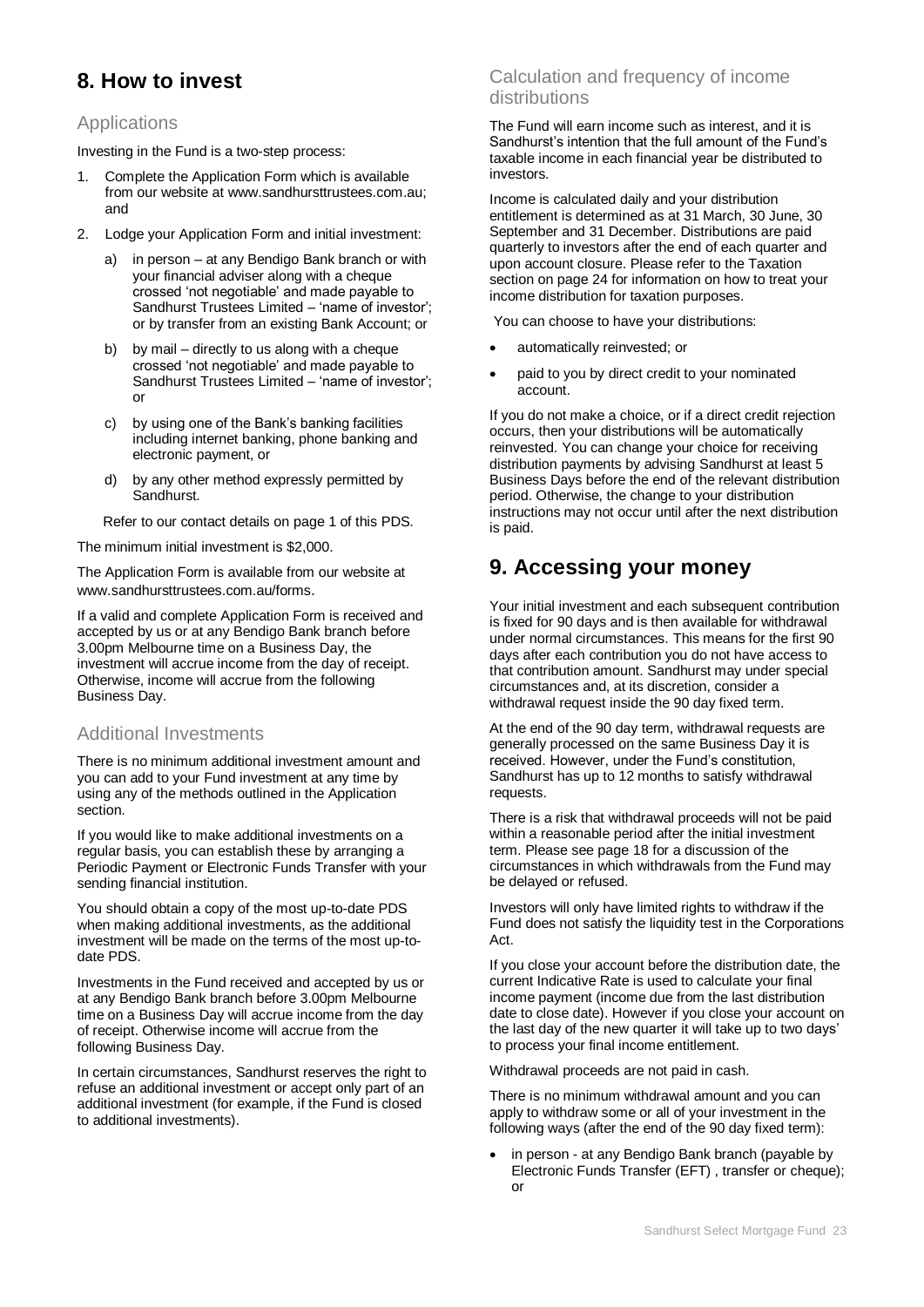## 8. How to invest

### Applications

Investing in the Fund is a two-step process:

1. Complete the Application Form which is available from our website at www.sandhursttrustees.com.au; and
2. Lodge your Application Form and initial investment:
   a) in person – at any Bendigo Bank branch or with your financial adviser along with a cheque crossed 'not negotiable' and made payable to Sandhurst Trustees Limited – 'name of investor'; or by transfer from an existing Bank Account; or
   b) by mail – directly to us along with a cheque crossed 'not negotiable' and made payable to Sandhurst Trustees Limited – 'name of investor'; or
   c) by using one of the Bank's banking facilities including internet banking, phone banking and electronic payment, or
   d) by any other method expressly permitted by Sandhurst.

   Refer to our contact details on page 1 of this PDS.

The minimum initial investment is $2,000.

The Application Form is available from our website at www.sandhursttrustees.com.au/forms.

If a valid and complete Application Form is received and accepted by us or at any Bendigo Bank branch before 3.00pm Melbourne time on a Business Day, the investment will accrue income from the day of receipt. Otherwise, income will accrue from the following Business Day.

### Additional Investments

There is no minimum additional investment amount and you can add to your Fund investment at any time by using any of the methods outlined in the Application section.

If you would like to make additional investments on a regular basis, you can establish these by arranging a Periodic Payment or Electronic Funds Transfer with your sending financial institution.

You should obtain a copy of the most up-to-date PDS when making additional investments, as the additional investment will be made on the terms of the most up-to-date PDS.

Investments in the Fund received and accepted by us or at any Bendigo Bank branch before 3.00pm Melbourne time on a Business Day will accrue income from the day of receipt. Otherwise income will accrue from the following Business Day.

In certain circumstances, Sandhurst reserves the right to refuse an additional investment or accept only part of an additional investment (for example, if the Fund is closed to additional investments).

### Calculation and frequency of income distributions

The Fund will earn income such as interest, and it is Sandhurst's intention that the full amount of the Fund's taxable income in each financial year be distributed to investors.

Income is calculated daily and your distribution entitlement is determined as at 31 March, 30 June, 30 September and 31 December. Distributions are paid quarterly to investors after the end of each quarter and upon account closure. Please refer to the Taxation section on page 24 for information on how to treat your income distribution for taxation purposes.

You can choose to have your distributions:

- automatically reinvested; or
- paid to you by direct credit to your nominated account.

If you do not make a choice, or if a direct credit rejection occurs, then your distributions will be automatically reinvested. You can change your choice for receiving distribution payments by advising Sandhurst at least 5 Business Days before the end of the relevant distribution period. Otherwise, the change to your distribution instructions may not occur until after the next distribution is paid.

## 9. Accessing your money

Your initial investment and each subsequent contribution is fixed for 90 days and is then available for withdrawal under normal circumstances. This means for the first 90 days after each contribution you do not have access to that contribution amount. Sandhurst may under special circumstances and, at its discretion, consider a withdrawal request inside the 90 day fixed term.

At the end of the 90 day term, withdrawal requests are generally processed on the same Business Day it is received. However, under the Fund's constitution, Sandhurst has up to 12 months to satisfy withdrawal requests.

There is a risk that withdrawal proceeds will not be paid within a reasonable period after the initial investment term. Please see page 18 for a discussion of the circumstances in which withdrawals from the Fund may be delayed or refused.

Investors will only have limited rights to withdraw if the Fund does not satisfy the liquidity test in the Corporations Act.

If you close your account before the distribution date, the current Indicative Rate is used to calculate your final income payment (income due from the last distribution date to close date). However if you close your account on the last day of the new quarter it will take up to two days' to process your final income entitlement.

Withdrawal proceeds are not paid in cash.

There is no minimum withdrawal amount and you can apply to withdraw some or all of your investment in the following ways (after the end of the 90 day fixed term):

- in person - at any Bendigo Bank branch (payable by Electronic Funds Transfer (EFT) , transfer or cheque); or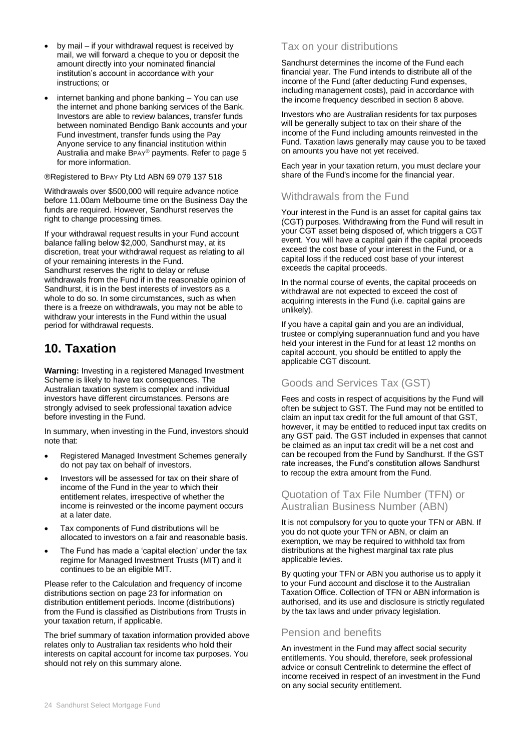- by mail – if your withdrawal request is received by mail, we will forward a cheque to you or deposit the amount directly into your nominated financial institution's account in accordance with your instructions; or
- internet banking and phone banking – You can use the internet and phone banking services of the Bank. Investors are able to review balances, transfer funds between nominated Bendigo Bank accounts and your Fund investment, transfer funds using the Pay Anyone service to any financial institution within Australia and make BPAY® payments. Refer to page 5 for more information.

®Registered to BPAY Pty Ltd ABN 69 079 137 518

Withdrawals over $500,000 will require advance notice before 11.00am Melbourne time on the Business Day the funds are required. However, Sandhurst reserves the right to change processing times.

If your withdrawal request results in your Fund account balance falling below $2,000, Sandhurst may, at its discretion, treat your withdrawal request as relating to all of your remaining interests in the Fund.
Sandhurst reserves the right to delay or refuse withdrawals from the Fund if in the reasonable opinion of Sandhurst, it is in the best interests of investors as a whole to do so. In some circumstances, such as when there is a freeze on withdrawals, you may not be able to withdraw your interests in the Fund within the usual period for withdrawal requests.

# 10. Taxation

**Warning:** Investing in a registered Managed Investment Scheme is likely to have tax consequences. The Australian taxation system is complex and individual investors have different circumstances. Persons are strongly advised to seek professional taxation advice before investing in the Fund.

In summary, when investing in the Fund, investors should note that:

- Registered Managed Investment Schemes generally do not pay tax on behalf of investors.
- Investors will be assessed for tax on their share of income of the Fund in the year to which their entitlement relates, irrespective of whether the income is reinvested or the income payment occurs at a later date.
- Tax components of Fund distributions will be allocated to investors on a fair and reasonable basis.
- The Fund has made a 'capital election' under the tax regime for Managed Investment Trusts (MIT) and it continues to be an eligible MIT.

Please refer to the Calculation and frequency of income distributions section on page 23 for information on distribution entitlement periods. Income (distributions) from the Fund is classified as Distributions from Trusts in your taxation return, if applicable.

The brief summary of taxation information provided above relates only to Australian tax residents who hold their interests on capital account for income tax purposes. You should not rely on this summary alone.

## Tax on your distributions

Sandhurst determines the income of the Fund each financial year. The Fund intends to distribute all of the income of the Fund (after deducting Fund expenses, including management costs), paid in accordance with the income frequency described in section 8 above.

Investors who are Australian residents for tax purposes will be generally subject to tax on their share of the income of the Fund including amounts reinvested in the Fund. Taxation laws generally may cause you to be taxed on amounts you have not yet received.

Each year in your taxation return, you must declare your share of the Fund's income for the financial year.

## Withdrawals from the Fund

Your interest in the Fund is an asset for capital gains tax (CGT) purposes. Withdrawing from the Fund will result in your CGT asset being disposed of, which triggers a CGT event. You will have a capital gain if the capital proceeds exceed the cost base of your interest in the Fund, or a capital loss if the reduced cost base of your interest exceeds the capital proceeds.

In the normal course of events, the capital proceeds on withdrawal are not expected to exceed the cost of acquiring interests in the Fund (i.e. capital gains are unlikely).

If you have a capital gain and you are an individual, trustee or complying superannuation fund and you have held your interest in the Fund for at least 12 months on capital account, you should be entitled to apply the applicable CGT discount.

## Goods and Services Tax (GST)

Fees and costs in respect of acquisitions by the Fund will often be subject to GST. The Fund may not be entitled to claim an input tax credit for the full amount of that GST, however, it may be entitled to reduced input tax credits on any GST paid. The GST included in expenses that cannot be claimed as an input tax credit will be a net cost and can be recouped from the Fund by Sandhurst. If the GST rate increases, the Fund's constitution allows Sandhurst to recoup the extra amount from the Fund.

## Quotation of Tax File Number (TFN) or Australian Business Number (ABN)

It is not compulsory for you to quote your TFN or ABN. If you do not quote your TFN or ABN, or claim an exemption, we may be required to withhold tax from distributions at the highest marginal tax rate plus applicable levies.

By quoting your TFN or ABN you authorise us to apply it to your Fund account and disclose it to the Australian Taxation Office. Collection of TFN or ABN information is authorised, and its use and disclosure is strictly regulated by the tax laws and under privacy legislation.

## Pension and benefits

An investment in the Fund may affect social security entitlements. You should, therefore, seek professional advice or consult Centrelink to determine the effect of income received in respect of an investment in the Fund on any social security entitlement.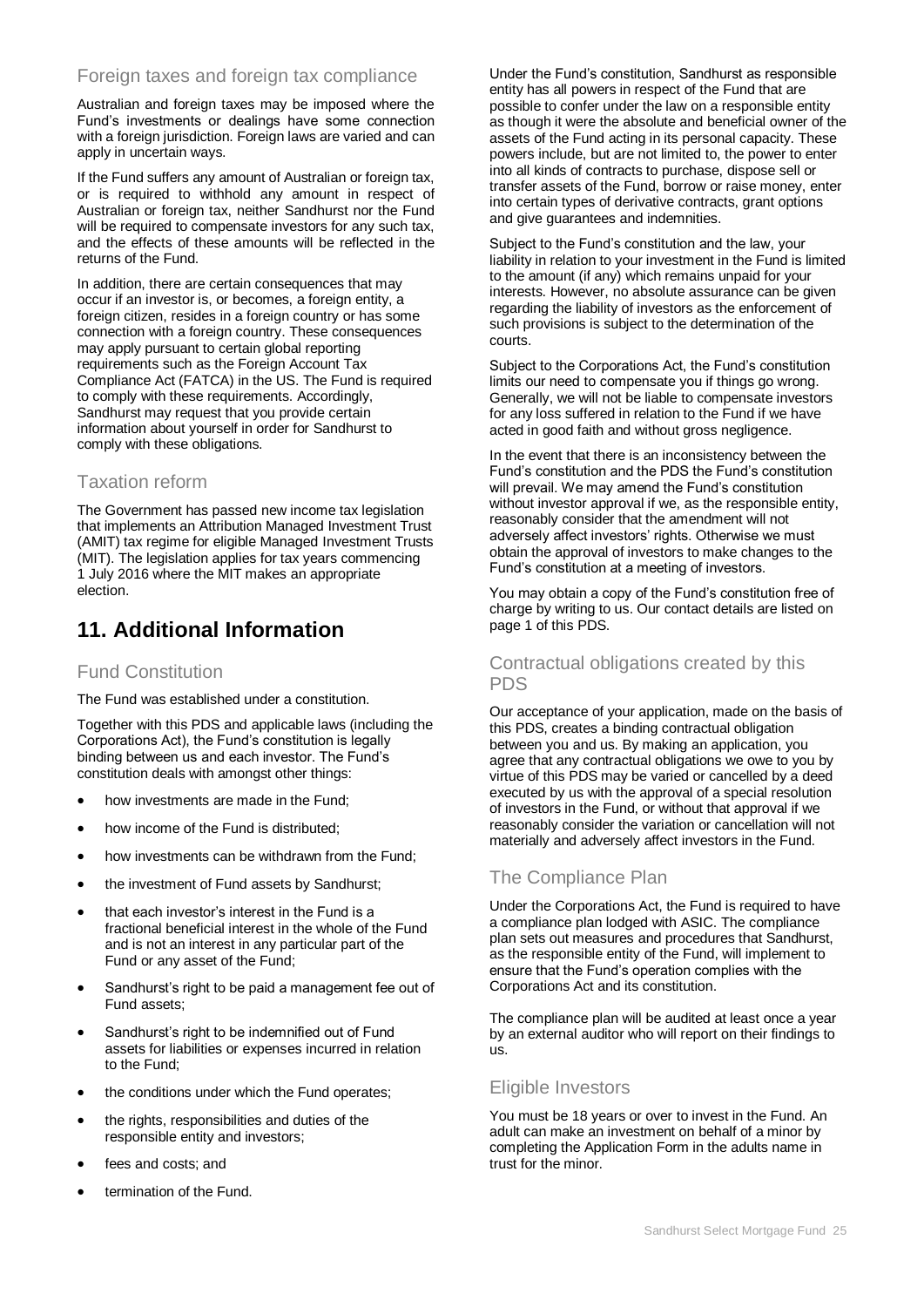### Foreign taxes and foreign tax compliance

Australian and foreign taxes may be imposed where the Fund's investments or dealings have some connection with a foreign jurisdiction. Foreign laws are varied and can apply in uncertain ways.

If the Fund suffers any amount of Australian or foreign tax, or is required to withhold any amount in respect of Australian or foreign tax, neither Sandhurst nor the Fund will be required to compensate investors for any such tax, and the effects of these amounts will be reflected in the returns of the Fund.

In addition, there are certain consequences that may occur if an investor is, or becomes, a foreign entity, a foreign citizen, resides in a foreign country or has some connection with a foreign country. These consequences may apply pursuant to certain global reporting requirements such as the Foreign Account Tax Compliance Act (FATCA) in the US. The Fund is required to comply with these requirements. Accordingly, Sandhurst may request that you provide certain information about yourself in order for Sandhurst to comply with these obligations.

### Taxation reform

The Government has passed new income tax legislation that implements an Attribution Managed Investment Trust (AMIT) tax regime for eligible Managed Investment Trusts (MIT). The legislation applies for tax years commencing 1 July 2016 where the MIT makes an appropriate election.

## 11. Additional Information

### Fund Constitution

The Fund was established under a constitution.

Together with this PDS and applicable laws (including the Corporations Act), the Fund's constitution is legally binding between us and each investor. The Fund's constitution deals with amongst other things:

- how investments are made in the Fund;
- how income of the Fund is distributed;
- how investments can be withdrawn from the Fund;
- the investment of Fund assets by Sandhurst;
- that each investor's interest in the Fund is a fractional beneficial interest in the whole of the Fund and is not an interest in any particular part of the Fund or any asset of the Fund;
- Sandhurst's right to be paid a management fee out of Fund assets;
- Sandhurst's right to be indemnified out of Fund assets for liabilities or expenses incurred in relation to the Fund;
- the conditions under which the Fund operates;
- the rights, responsibilities and duties of the responsible entity and investors;
- fees and costs; and
- termination of the Fund.

Under the Fund's constitution, Sandhurst as responsible entity has all powers in respect of the Fund that are possible to confer under the law on a responsible entity as though it were the absolute and beneficial owner of the assets of the Fund acting in its personal capacity. These powers include, but are not limited to, the power to enter into all kinds of contracts to purchase, dispose sell or transfer assets of the Fund, borrow or raise money, enter into certain types of derivative contracts, grant options and give guarantees and indemnities.

Subject to the Fund's constitution and the law, your liability in relation to your investment in the Fund is limited to the amount (if any) which remains unpaid for your interests. However, no absolute assurance can be given regarding the liability of investors as the enforcement of such provisions is subject to the determination of the courts.

Subject to the Corporations Act, the Fund's constitution limits our need to compensate you if things go wrong. Generally, we will not be liable to compensate investors for any loss suffered in relation to the Fund if we have acted in good faith and without gross negligence.

In the event that there is an inconsistency between the Fund's constitution and the PDS the Fund's constitution will prevail. We may amend the Fund's constitution without investor approval if we, as the responsible entity, reasonably consider that the amendment will not adversely affect investors' rights. Otherwise we must obtain the approval of investors to make changes to the Fund's constitution at a meeting of investors.

You may obtain a copy of the Fund's constitution free of charge by writing to us. Our contact details are listed on page 1 of this PDS.

### Contractual obligations created by this PDS

Our acceptance of your application, made on the basis of this PDS, creates a binding contractual obligation between you and us. By making an application, you agree that any contractual obligations we owe to you by virtue of this PDS may be varied or cancelled by a deed executed by us with the approval of a special resolution of investors in the Fund, or without that approval if we reasonably consider the variation or cancellation will not materially and adversely affect investors in the Fund.

### The Compliance Plan

Under the Corporations Act, the Fund is required to have a compliance plan lodged with ASIC. The compliance plan sets out measures and procedures that Sandhurst, as the responsible entity of the Fund, will implement to ensure that the Fund's operation complies with the Corporations Act and its constitution.

The compliance plan will be audited at least once a year by an external auditor who will report on their findings to us.

### Eligible Investors

You must be 18 years or over to invest in the Fund. An adult can make an investment on behalf of a minor by completing the Application Form in the adults name in trust for the minor.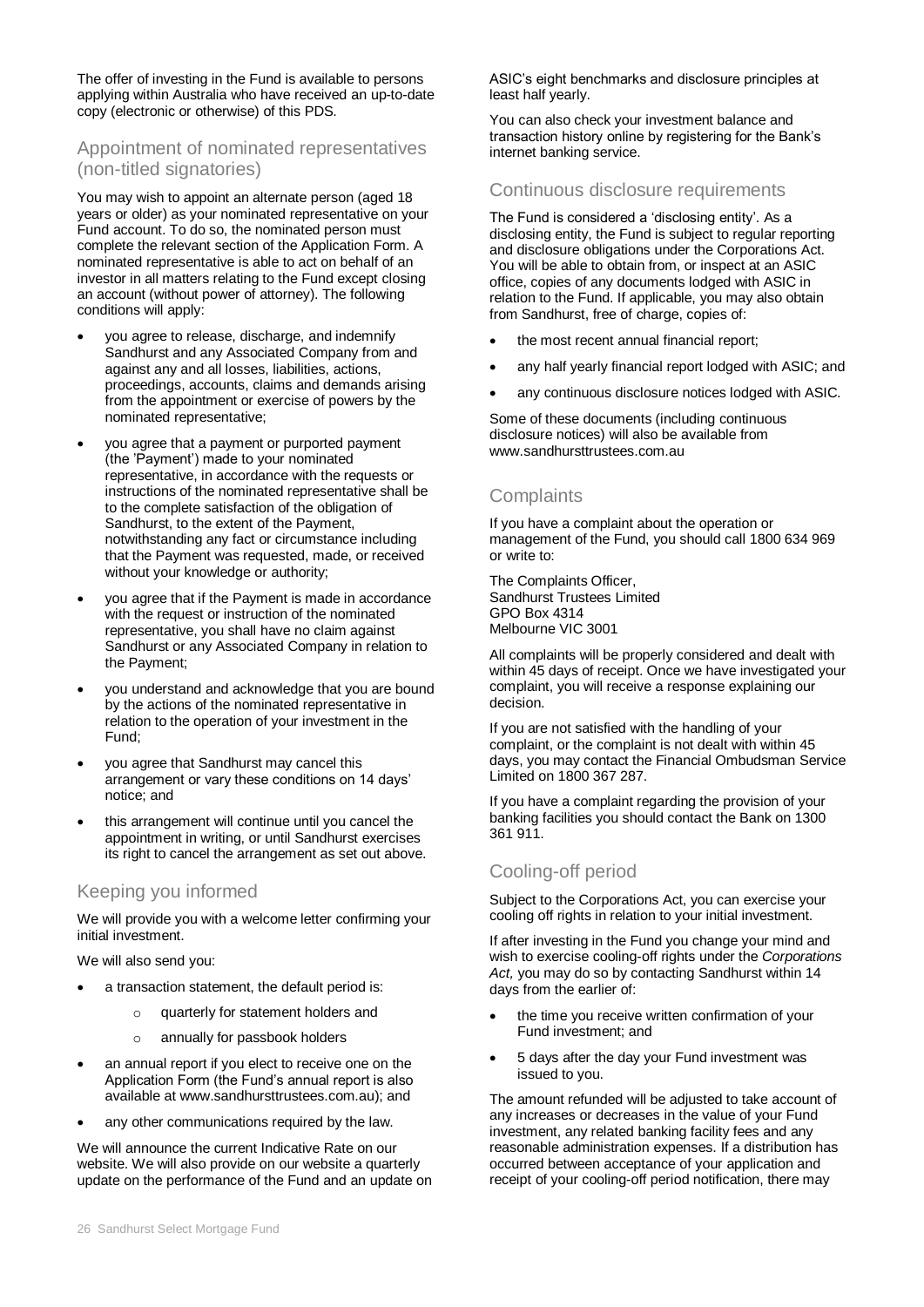The offer of investing in the Fund is available to persons applying within Australia who have received an up-to-date copy (electronic or otherwise) of this PDS.

## Appointment of nominated representatives (non-titled signatories)

You may wish to appoint an alternate person (aged 18 years or older) as your nominated representative on your Fund account. To do so, the nominated person must complete the relevant section of the Application Form. A nominated representative is able to act on behalf of an investor in all matters relating to the Fund except closing an account (without power of attorney). The following conditions will apply:

- you agree to release, discharge, and indemnify Sandhurst and any Associated Company from and against any and all losses, liabilities, actions, proceedings, accounts, claims and demands arising from the appointment or exercise of powers by the nominated representative;
- you agree that a payment or purported payment (the 'Payment') made to your nominated representative, in accordance with the requests or instructions of the nominated representative shall be to the complete satisfaction of the obligation of Sandhurst, to the extent of the Payment, notwithstanding any fact or circumstance including that the Payment was requested, made, or received without your knowledge or authority;
- you agree that if the Payment is made in accordance with the request or instruction of the nominated representative, you shall have no claim against Sandhurst or any Associated Company in relation to the Payment;
- you understand and acknowledge that you are bound by the actions of the nominated representative in relation to the operation of your investment in the Fund;
- you agree that Sandhurst may cancel this arrangement or vary these conditions on 14 days' notice; and
- this arrangement will continue until you cancel the appointment in writing, or until Sandhurst exercises its right to cancel the arrangement as set out above.

## Keeping you informed

We will provide you with a welcome letter confirming your initial investment.

We will also send you:

- a transaction statement, the default period is:
  - quarterly for statement holders and
  - annually for passbook holders
- an annual report if you elect to receive one on the Application Form (the Fund's annual report is also available at www.sandhursttrustees.com.au); and
- any other communications required by the law.

We will announce the current Indicative Rate on our website. We will also provide on our website a quarterly update on the performance of the Fund and an update on ASIC's eight benchmarks and disclosure principles at least half yearly.

You can also check your investment balance and transaction history online by registering for the Bank's internet banking service.

## Continuous disclosure requirements

The Fund is considered a 'disclosing entity'. As a disclosing entity, the Fund is subject to regular reporting and disclosure obligations under the Corporations Act. You will be able to obtain from, or inspect at an ASIC office, copies of any documents lodged with ASIC in relation to the Fund. If applicable, you may also obtain from Sandhurst, free of charge, copies of:

- the most recent annual financial report;
- any half yearly financial report lodged with ASIC; and
- any continuous disclosure notices lodged with ASIC.

Some of these documents (including continuous disclosure notices) will also be available from www.sandhursttrustees.com.au

## Complaints

If you have a complaint about the operation or management of the Fund, you should call 1800 634 969 or write to:

The Complaints Officer,
Sandhurst Trustees Limited
GPO Box 4314
Melbourne VIC 3001

All complaints will be properly considered and dealt with within 45 days of receipt. Once we have investigated your complaint, you will receive a response explaining our decision.

If you are not satisfied with the handling of your complaint, or the complaint is not dealt with within 45 days, you may contact the Financial Ombudsman Service Limited on 1800 367 287.

If you have a complaint regarding the provision of your banking facilities you should contact the Bank on 1300 361 911.

## Cooling-off period

Subject to the Corporations Act, you can exercise your cooling off rights in relation to your initial investment.

If after investing in the Fund you change your mind and wish to exercise cooling-off rights under the *Corporations Act,* you may do so by contacting Sandhurst within 14 days from the earlier of:

- the time you receive written confirmation of your Fund investment; and
- 5 days after the day your Fund investment was issued to you.

The amount refunded will be adjusted to take account of any increases or decreases in the value of your Fund investment, any related banking facility fees and any reasonable administration expenses. If a distribution has occurred between acceptance of your application and receipt of your cooling-off period notification, there may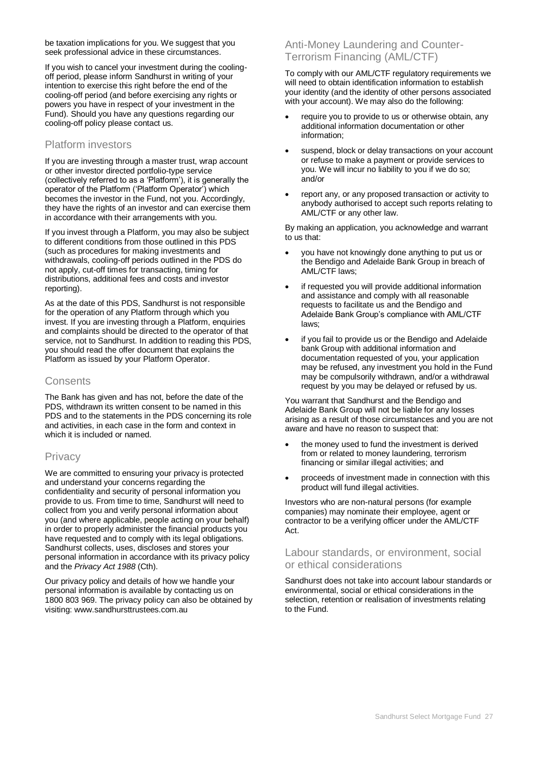be taxation implications for you. We suggest that you seek professional advice in these circumstances.

If you wish to cancel your investment during the cooling-off period, please inform Sandhurst in writing of your intention to exercise this right before the end of the cooling-off period (and before exercising any rights or powers you have in respect of your investment in the Fund). Should you have any questions regarding our cooling-off policy please contact us.

## Platform investors

If you are investing through a master trust, wrap account or other investor directed portfolio-type service (collectively referred to as a 'Platform'), it is generally the operator of the Platform ('Platform Operator') which becomes the investor in the Fund, not you. Accordingly, they have the rights of an investor and can exercise them in accordance with their arrangements with you.

If you invest through a Platform, you may also be subject to different conditions from those outlined in this PDS (such as procedures for making investments and withdrawals, cooling-off periods outlined in the PDS do not apply, cut-off times for transacting, timing for distributions, additional fees and costs and investor reporting).

As at the date of this PDS, Sandhurst is not responsible for the operation of any Platform through which you invest. If you are investing through a Platform, enquiries and complaints should be directed to the operator of that service, not to Sandhurst. In addition to reading this PDS, you should read the offer document that explains the Platform as issued by your Platform Operator.

## Consents

The Bank has given and has not, before the date of the PDS, withdrawn its written consent to be named in this PDS and to the statements in the PDS concerning its role and activities, in each case in the form and context in which it is included or named.

## Privacy

We are committed to ensuring your privacy is protected and understand your concerns regarding the confidentiality and security of personal information you provide to us. From time to time, Sandhurst will need to collect from you and verify personal information about you (and where applicable, people acting on your behalf) in order to properly administer the financial products you have requested and to comply with its legal obligations. Sandhurst collects, uses, discloses and stores your personal information in accordance with its privacy policy and the *Privacy Act 1988* (Cth).

Our privacy policy and details of how we handle your personal information is available by contacting us on 1800 803 969. The privacy policy can also be obtained by visiting: www.sandhursttrustees.com.au

## Anti-Money Laundering and Counter-Terrorism Financing (AML/CTF)

To comply with our AML/CTF regulatory requirements we will need to obtain identification information to establish your identity (and the identity of other persons associated with your account). We may also do the following:

- require you to provide to us or otherwise obtain, any additional information documentation or other information;
- suspend, block or delay transactions on your account or refuse to make a payment or provide services to you. We will incur no liability to you if we do so; and/or
- report any, or any proposed transaction or activity to anybody authorised to accept such reports relating to AML/CTF or any other law.

By making an application, you acknowledge and warrant to us that:

- you have not knowingly done anything to put us or the Bendigo and Adelaide Bank Group in breach of AML/CTF laws;
- if requested you will provide additional information and assistance and comply with all reasonable requests to facilitate us and the Bendigo and Adelaide Bank Group's compliance with AML/CTF laws;
- if you fail to provide us or the Bendigo and Adelaide bank Group with additional information and documentation requested of you, your application may be refused, any investment you hold in the Fund may be compulsorily withdrawn, and/or a withdrawal request by you may be delayed or refused by us.

You warrant that Sandhurst and the Bendigo and Adelaide Bank Group will not be liable for any losses arising as a result of those circumstances and you are not aware and have no reason to suspect that:

- the money used to fund the investment is derived from or related to money laundering, terrorism financing or similar illegal activities; and
- proceeds of investment made in connection with this product will fund illegal activities.

Investors who are non-natural persons (for example companies) may nominate their employee, agent or contractor to be a verifying officer under the AML/CTF Act.

## Labour standards, or environment, social or ethical considerations

Sandhurst does not take into account labour standards or environmental, social or ethical considerations in the selection, retention or realisation of investments relating to the Fund.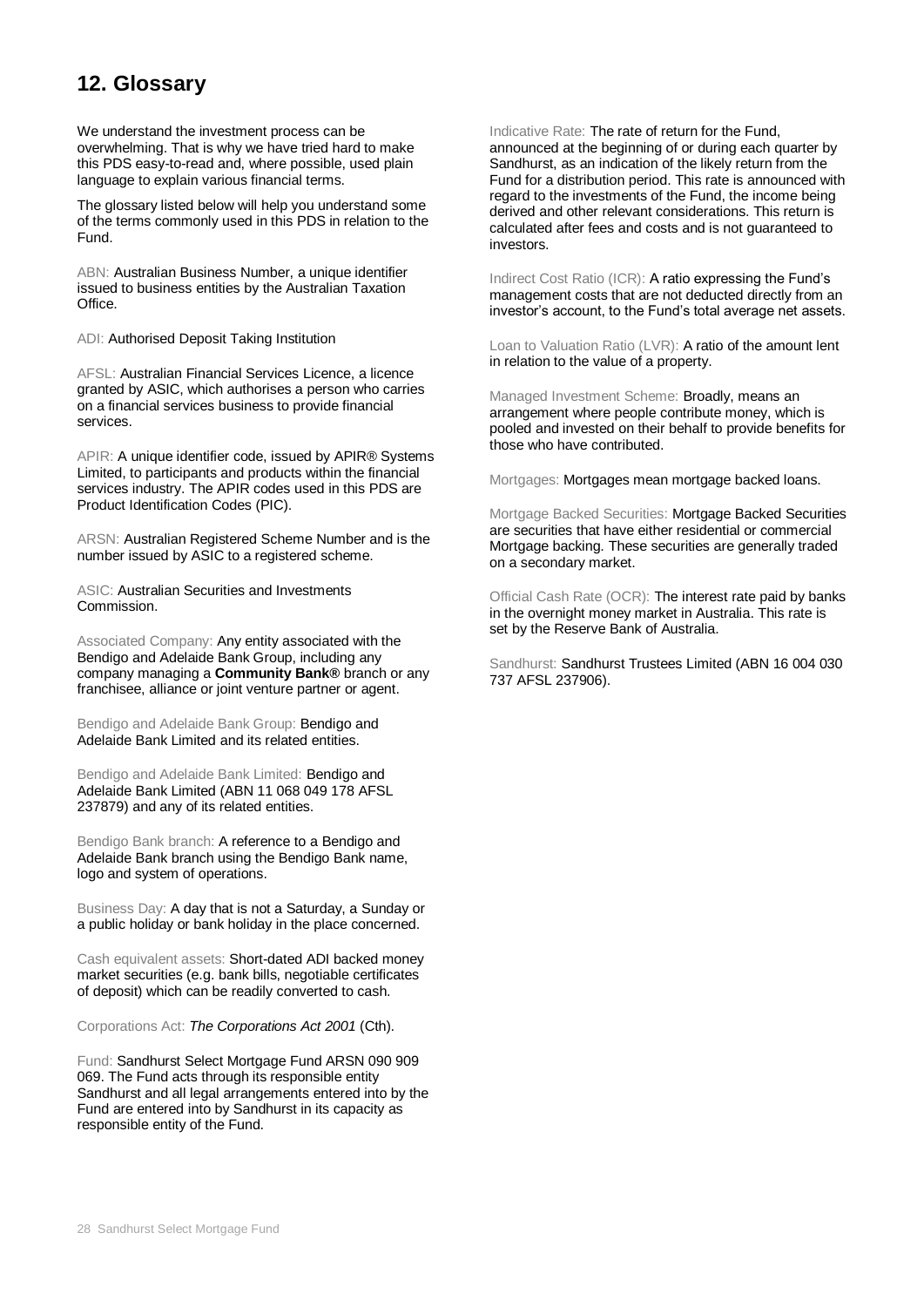## 12. Glossary

We understand the investment process can be overwhelming. That is why we have tried hard to make this PDS easy-to-read and, where possible, used plain language to explain various financial terms.

The glossary listed below will help you understand some of the terms commonly used in this PDS in relation to the Fund.

ABN: Australian Business Number, a unique identifier issued to business entities by the Australian Taxation Office.

ADI: Authorised Deposit Taking Institution

AFSL: Australian Financial Services Licence, a licence granted by ASIC, which authorises a person who carries on a financial services business to provide financial services.

APIR: A unique identifier code, issued by APIR® Systems Limited, to participants and products within the financial services industry. The APIR codes used in this PDS are Product Identification Codes (PIC).

ARSN: Australian Registered Scheme Number and is the number issued by ASIC to a registered scheme.

ASIC: Australian Securities and Investments Commission.

Associated Company: Any entity associated with the Bendigo and Adelaide Bank Group, including any company managing a **Community Bank®** branch or any franchisee, alliance or joint venture partner or agent.

Bendigo and Adelaide Bank Group: Bendigo and Adelaide Bank Limited and its related entities.

Bendigo and Adelaide Bank Limited: Bendigo and Adelaide Bank Limited (ABN 11 068 049 178 AFSL 237879) and any of its related entities.

Bendigo Bank branch: A reference to a Bendigo and Adelaide Bank branch using the Bendigo Bank name, logo and system of operations.

Business Day: A day that is not a Saturday, a Sunday or a public holiday or bank holiday in the place concerned.

Cash equivalent assets: Short-dated ADI backed money market securities (e.g. bank bills, negotiable certificates of deposit) which can be readily converted to cash.

Corporations Act: *The Corporations Act 2001* (Cth).

Fund: Sandhurst Select Mortgage Fund ARSN 090 909 069. The Fund acts through its responsible entity Sandhurst and all legal arrangements entered into by the Fund are entered into by Sandhurst in its capacity as responsible entity of the Fund.

Indicative Rate: The rate of return for the Fund, announced at the beginning of or during each quarter by Sandhurst, as an indication of the likely return from the Fund for a distribution period. This rate is announced with regard to the investments of the Fund, the income being derived and other relevant considerations. This return is calculated after fees and costs and is not guaranteed to investors.

Indirect Cost Ratio (ICR): A ratio expressing the Fund's management costs that are not deducted directly from an investor's account, to the Fund's total average net assets.

Loan to Valuation Ratio (LVR): A ratio of the amount lent in relation to the value of a property.

Managed Investment Scheme: Broadly, means an arrangement where people contribute money, which is pooled and invested on their behalf to provide benefits for those who have contributed.

Mortgages: Mortgages mean mortgage backed loans.

Mortgage Backed Securities: Mortgage Backed Securities are securities that have either residential or commercial Mortgage backing. These securities are generally traded on a secondary market.

Official Cash Rate (OCR): The interest rate paid by banks in the overnight money market in Australia. This rate is set by the Reserve Bank of Australia.

Sandhurst: Sandhurst Trustees Limited (ABN 16 004 030 737 AFSL 237906).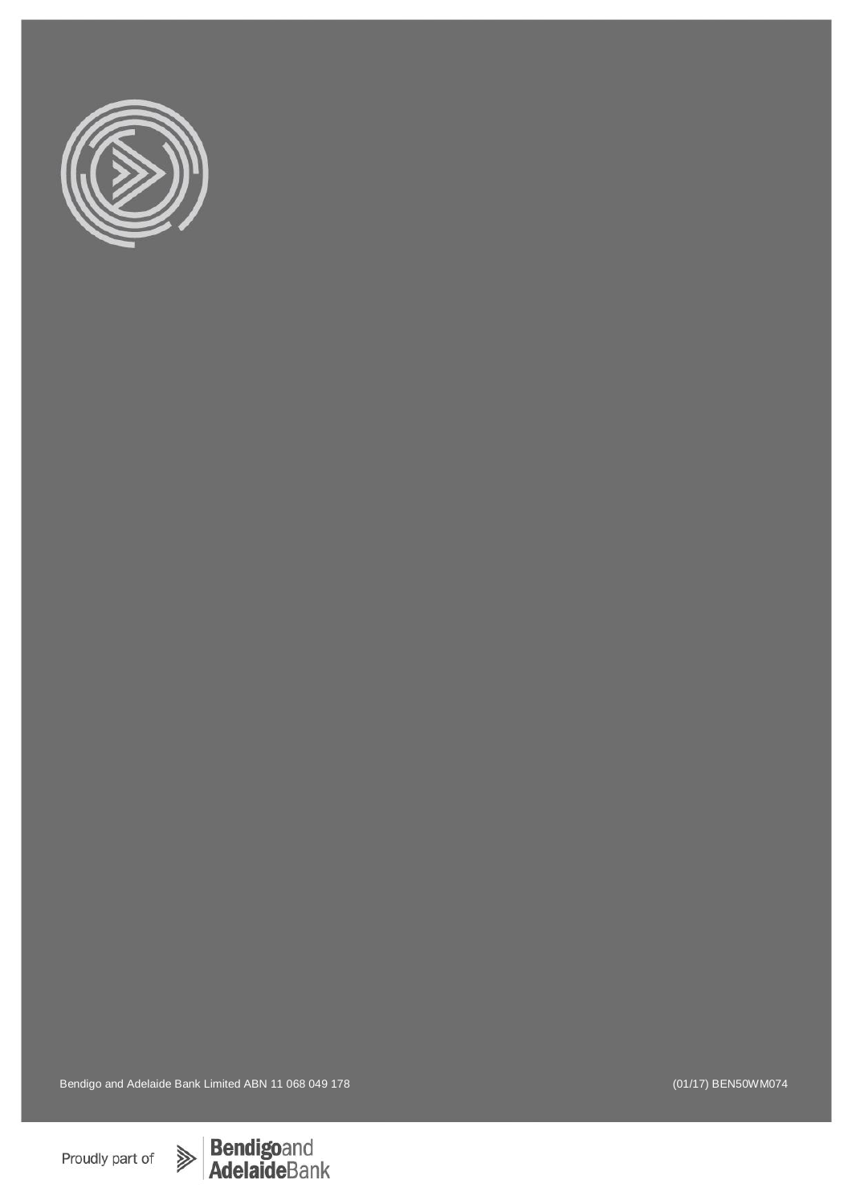Bendigo and Adelaide Bank Limited ABN 11 068 049 178

(01/17) BEN50WM074

Proudly part of **Bendigo**and **Adelaide**Bank